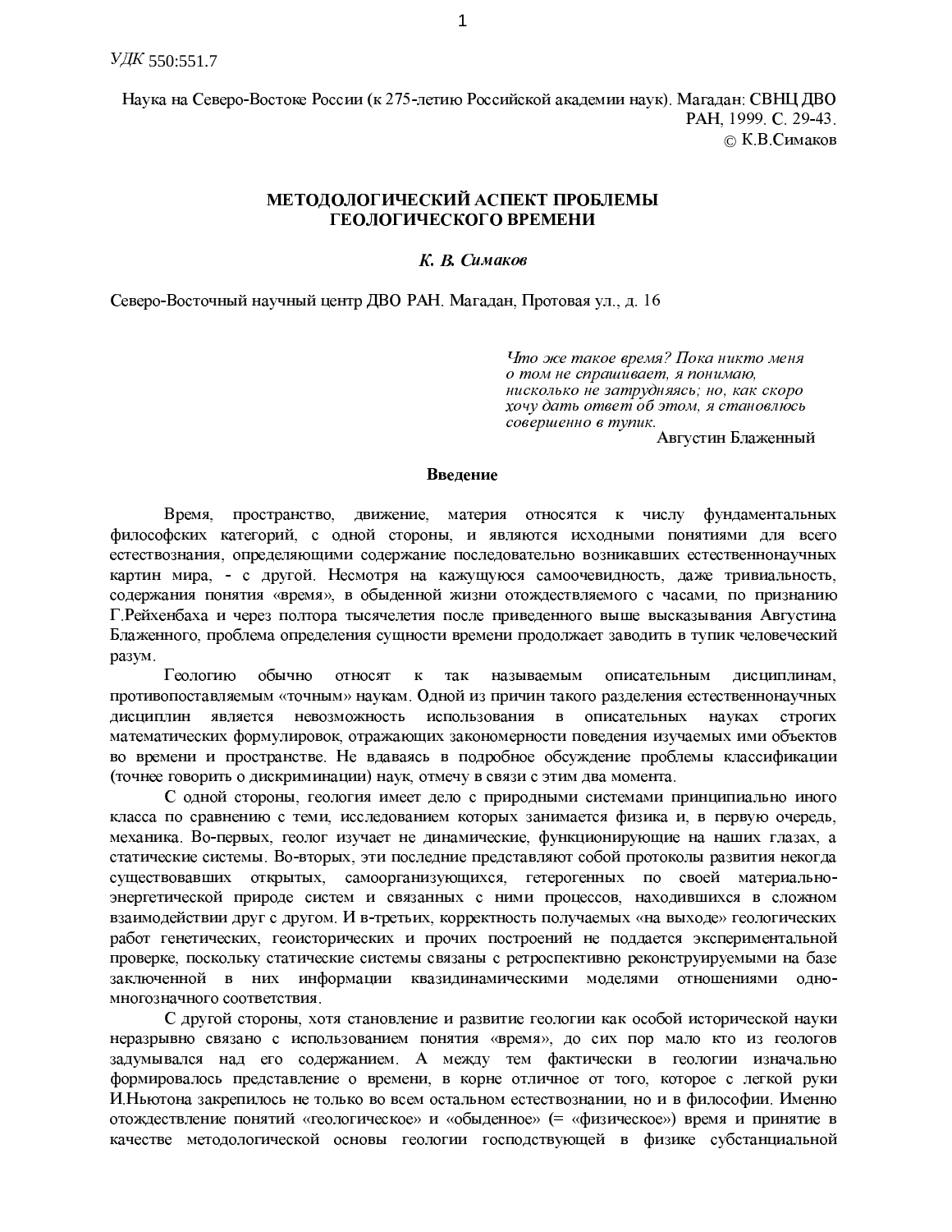*УДК* 550:551.7

Наука на Северо-Востоке России (к 275-летию Российской академии наук). Магадан: СВНЦ ДВО РАН, 1999. С. 29-43.
© К.В.Симаков

# МЕТОДОЛОГИЧЕСКИЙ АСПЕКТ ПРОБЛЕМЫ ГЕОЛОГИЧЕСКОГО ВРЕМЕНИ

***К. В. Симаков***

Северо-Восточный научный центр ДВО РАН. Магадан, Протовая ул., д. 16

*Что же такое время? Пока никто меня о том не спрашивает, я понимаю, нисколько не затрудняясь; но, как скоро хочу дать ответ об этом, я становлюсь совершенно в тупик.*
Августин Блаженный

## Введение

Время, пространство, движение, материя относятся к числу фундаментальных философских категорий, с одной стороны, и являются исходными понятиями для всего естествознания, определяющими содержание последовательно возникавших естественнонаучных картин мира, - с другой. Несмотря на кажущуюся самоочевидность, даже тривиальность, содержания понятия «время», в обыденной жизни отождествляемого с часами, по признанию Г.Рейхенбаха и через полтора тысячелетия после приведенного выше высказывания Августина Блаженного, проблема определения сущности времени продолжает заводить в тупик человеческий разум.

Геологию обычно относят к так называемым описательным дисциплинам, противопоставляемым «точным» наукам. Одной из причин такого разделения естественнонаучных дисциплин является невозможность использования в описательных науках строгих математических формулировок, отражающих закономерности поведения изучаемых ими объектов во времени и пространстве. Не вдаваясь в подробное обсуждение проблемы классификации (точнее говорить о дискриминации) наук, отмечу в связи с этим два момента.

С одной стороны, геология имеет дело с природными системами принципиально иного класса по сравнению с теми, исследованием которых занимается физика и, в первую очередь, механика. Во-первых, геолог изучает не динамические, функционирующие на наших глазах, а статические системы. Во-вторых, эти последние представляют собой протоколы развития некогда существовавших открытых, самоорганизующихся, гетерогенных по своей материально-энергетической природе систем и связанных с ними процессов, находившихся в сложном взаимодействии друг с другом. И в-третьих, корректность получаемых «на выходе» геологических работ генетических, геоисторических и прочих построений не поддается экспериментальной проверке, поскольку статические системы связаны с ретроспективно реконструируемыми на базе заключенной в них информации квазидинамическими моделями отношениями одно-многозначного соответствия.

С другой стороны, хотя становление и развитие геологии как особой исторической науки неразрывно связано с использованием понятия «время», до сих пор мало кто из геологов задумывался над его содержанием. А между тем фактически в геологии изначально формировалось представление о времени, в корне отличное от того, которое с легкой руки И.Ньютона закрепилось не только во всем остальном естествознании, но и в философии. Именно отождествление понятий «геологическое» и «обыденное» (= «физическое») время и принятие в качестве методологической основы геологии господствующей в физике субстанциальной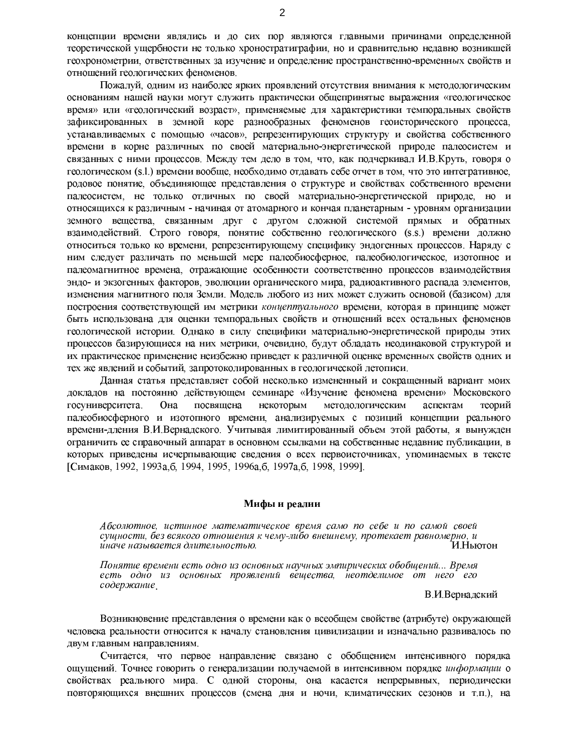концепции времени являлись и до сих пор являются главными причинами определенной теоретической ущербности не только хроностратиграфии, но и сравнительно недавно возникшей геохронометрии, ответственных за изучение и определение пространственно-временных свойств и отношений геологических феноменов.

Пожалуй, одним из наиболее ярких проявлений отсутствия внимания к методологическим основаниям нашей науки могут служить практически общепринятые выражения «геологическое время» или «геологический возраст», применяемые для характеристики темпоральных свойств зафиксированных в земной коре разнообразных феноменов геоисторического процесса, устанавливаемых с помощью «часов», репрезентирующих структуру и свойства собственного времени в корне различных по своей материально-энергетической природе палеосистем и связанных с ними процессов. Между тем дело в том, что, как подчеркивал И.В.Круть, говоря о геологическом (s.l.) времени вообще, необходимо отдавать себе отчет в том, что это интегративное, родовое понятие, объединяющее представления о структуре и свойствах собственного времени палеосистем, не только отличных по своей материально-энергетической природе, но и относящихся к различным - начиная от атомарного и кончая планетарным - уровням организации земного вещества, связанным друг с другом сложной системой прямых и обратных взаимодействий. Строго говоря, понятие собственно геологического (s.s.) времени должно относиться только ко времени, репрезентирующему специфику эндогенных процессов. Наряду с ним следует различать по меньшей мере палеобиосферное, палеобиологическое, изотопное и палеомагнитное времена, отражающие особенности соответственно процессов взаимодействия эндо- и экзогенных факторов, эволюции органического мира, радиоактивного распада элементов, изменения магнитного поля Земли. Модель любого из них может служить основой (базисом) для построения соответствующей им метрики *концептуального* времени, которая в принципе может быть использована для оценки темпоральных свойств и отношений всех остальных феноменов геологической истории. Однако в силу специфики материально-энергетической природы этих процессов базирующиеся на них метрики, очевидно, будут обладать неодинаковой структурой и их практическое применение неизбежно приведет к различной оценке временных свойств одних и тех же явлений и событий, запротоколированных в геологической летописи.

Данная статья представляет собой несколько измененный и сокращенный вариант моих докладов на постоянно действующем семинаре «Изучение феномена времени» Московского госуниверситета. Она посвящена некоторым методологическим аспектам теорий палеобиосферного и изотопного времени, анализируемых с позиций концепции реального времени-дления В.И.Вернадского. Учитывая лимитированный объем этой работы, я вынужден ограничить ее справочный аппарат в основном ссылками на собственные недавние публикации, в которых приведены исчерпывающие сведения о всех первоисточниках, упоминаемых в тексте [Симаков, 1992, 1993а,б, 1994, 1995, 1996а,б, 1997а,б, 1998, 1999].

## Мифы и реалии

*Абсолютное, истинное математическое время само по себе и по самой своей сущности, без всякого отношения к чему-либо внешнему, протекает равномерно, и иначе называется длительностью.*

И.Ньютон

*Понятие времени есть одно из основных научных эмпирических обобщений... Время есть одно из основных проявлений вещества, неотделимое от него его содержание.*

В.И.Вернадский

Возникновение представления о времени как о всеобщем свойстве (атрибуте) окружающей человека реальности относится к началу становления цивилизации и изначально развивалось по двум главным направлениям.

Считается, что первое направление связано с обобщением интенсивного порядка ощущений. Точнее говорить о генерализации получаемой в интенсивном порядке *информации* о свойствах реального мира. С одной стороны, она касается непрерывных, периодически повторяющихся внешних процессов (смена дня и ночи, климатических сезонов и т.п.), на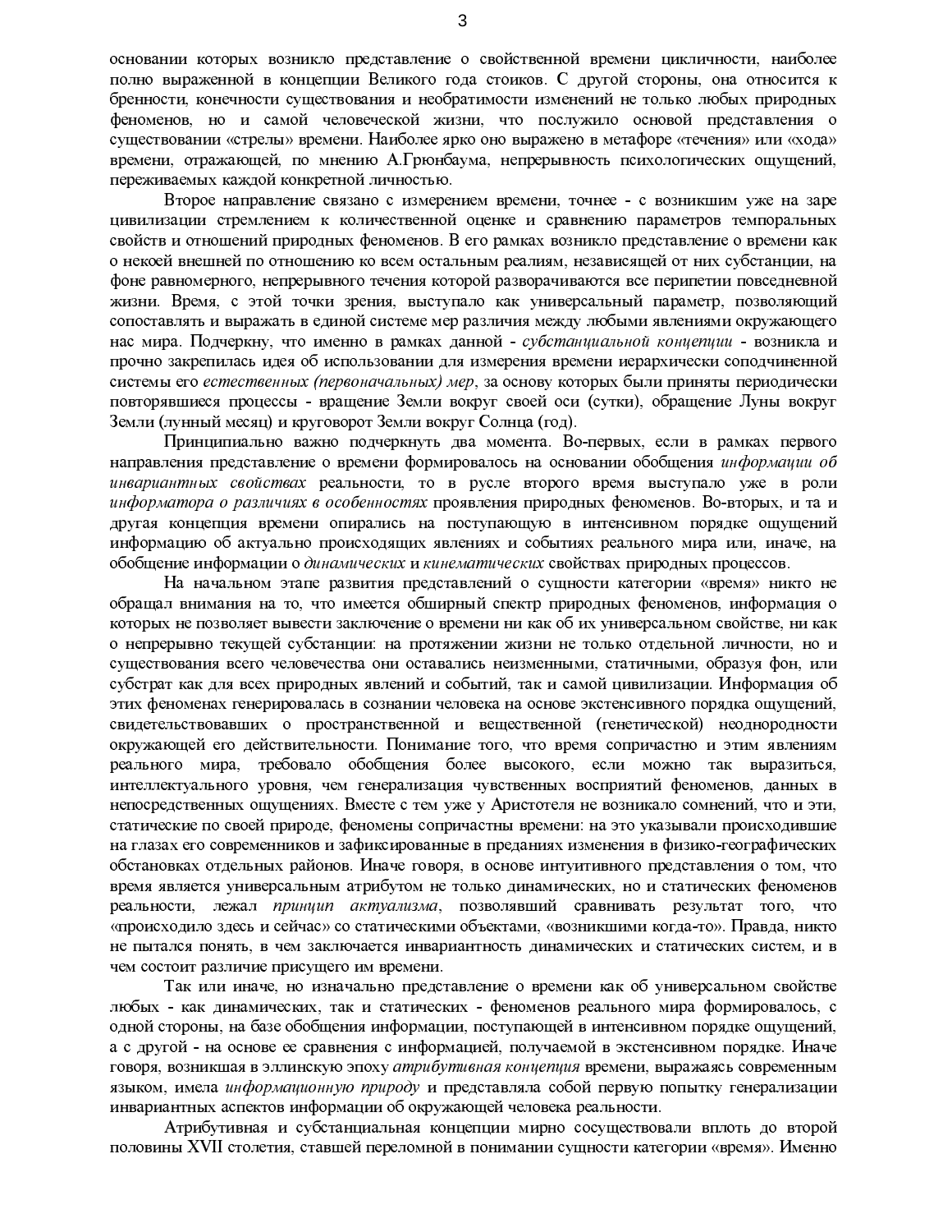основании которых возникло представление о свойственной времени цикличности, наиболее полно выраженной в концепции Великого года стоиков. С другой стороны, она относится к бренности, конечности существования и необратимости изменений не только любых природных феноменов, но и самой человеческой жизни, что послужило основой представления о существовании «стрелы» времени. Наиболее ярко оно выражено в метафоре «течения» или «хода» времени, отражающей, по мнению А.Грюнбаума, непрерывность психологических ощущений, переживаемых каждой конкретной личностью.

Второе направление связано с измерением времени, точнее - с возникшим уже на заре цивилизации стремлением к количественной оценке и сравнению параметров темпоральных свойств и отношений природных феноменов. В его рамках возникло представление о времени как о некоей внешней по отношению ко всем остальным реалиям, независящей от них субстанции, на фоне равномерного, непрерывного течения которой разворачиваются все перипетии повседневной жизни. Время, с этой точки зрения, выступало как универсальный параметр, позволяющий сопоставлять и выражать в единой системе мер различия между любыми явлениями окружающего нас мира. Подчеркну, что именно в рамках данной - *субстанциальной концепции* - возникла и прочно закрепилась идея об использовании для измерения времени иерархически соподчиненной системы его *естественных (первоначальных) мер*, за основу которых были приняты периодически повторявшиеся процессы - вращение Земли вокруг своей оси (сутки), обращение Луны вокруг Земли (лунный месяц) и круговорот Земли вокруг Солнца (год).

Принципиально важно подчеркнуть два момента. Во-первых, если в рамках первого направления представление о времени формировалось на основании обобщения *информации об инвариантных свойствах* реальности, то в русле второго время выступало уже в роли *информатора о различиях в особенностях* проявления природных феноменов. Во-вторых, и та и другая концепция времени опирались на поступающую в интенсивном порядке ощущений информацию об актуально происходящих явлениях и событиях реального мира или, иначе, на обобщение информации о *динамических* и *кинематических* свойствах природных процессов.

На начальном этапе развития представлений о сущности категории «время» никто не обращал внимания на то, что имеется обширный спектр природных феноменов, информация о которых не позволяет вывести заключение о времени ни как об их универсальном свойстве, ни как о непрерывно текущей субстанции: на протяжении жизни не только отдельной личности, но и существования всего человечества они оставались неизменными, статичными, образуя фон, или субстрат как для всех природных явлений и событий, так и самой цивилизации. Информация об этих феноменах генерировалась в сознании человека на основе экстенсивного порядка ощущений, свидетельствовавших о пространственной и вещественной (генетической) неоднородности окружающей его действительности. Понимание того, что время сопричастно и этим явлениям реального мира, требовало обобщения более высокого, если можно так выразиться, интеллектуального уровня, чем генерализация чувственных восприятий феноменов, данных в непосредственных ощущениях. Вместе с тем уже у Аристотеля не возникало сомнений, что и эти, статические по своей природе, феномены сопричастны времени: на это указывали происходившие на глазах его современников и зафиксированные в преданиях изменения в физико-географических обстановках отдельных районов. Иначе говоря, в основе интуитивного представления о том, что время является универсальным атрибутом не только динамических, но и статических феноменов реальности, лежал *принцип актуализма*, позволявший сравнивать результат того, что «происходило здесь и сейчас» со статическими объектами, «возникшими когда-то». Правда, никто не пытался понять, в чем заключается инвариантность динамических и статических систем, и в чем состоит различие присущего им времени.

Так или иначе, но изначально представление о времени как об универсальном свойстве любых - как динамических, так и статических - феноменов реального мира формировалось, с одной стороны, на базе обобщения информации, поступающей в интенсивном порядке ощущений, а с другой - на основе ее сравнения с информацией, получаемой в экстенсивном порядке. Иначе говоря, возникшая в эллинскую эпоху *атрибутивная концепция* времени, выражаясь современным языком, имела *информационную природу* и представляла собой первую попытку генерализации инвариантных аспектов информации об окружающей человека реальности.

Атрибутивная и субстанциальная концепции мирно сосуществовали вплоть до второй половины XVII столетия, ставшей переломной в понимании сущности категории «время». Именно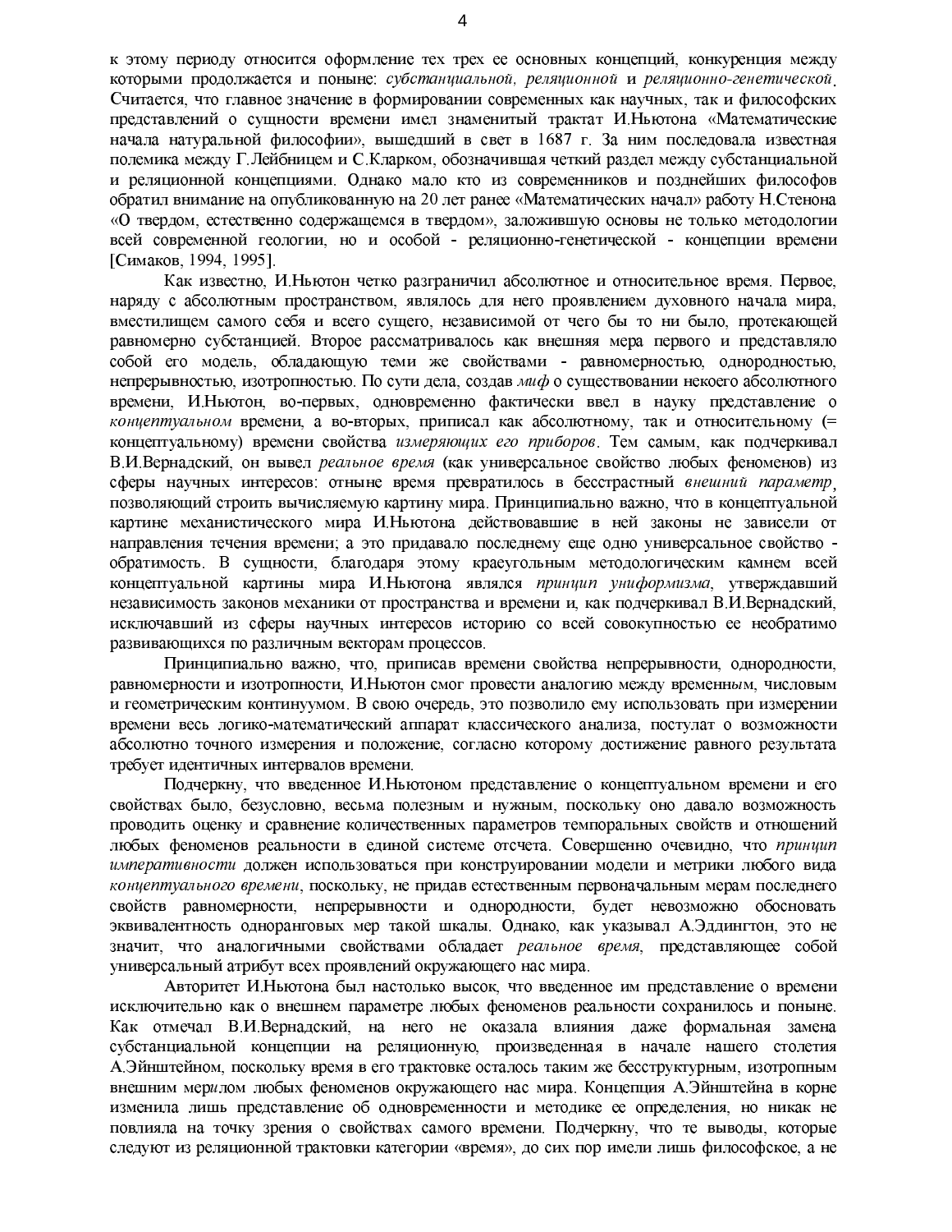к этому периоду относится оформление тех трех ее основных концепций, конкуренция между которыми продолжается и поныне: *субстанциальной, реляционной* и *реляционно-генетической*. Считается, что главное значение в формировании современных как научных, так и философских представлений о сущности времени имел знаменитый трактат И.Ньютона «Математические начала натуральной философии», вышедший в свет в 1687 г. За ним последовала известная полемика между Г.Лейбницем и С.Кларком, обозначившая четкий раздел между субстанциальной и реляционной концепциями. Однако мало кто из современников и позднейших философов обратил внимание на опубликованную на 20 лет ранее «Математических начал» работу Н.Стенона «О твердом, естественно содержащемся в твердом», заложившую основы не только методологии всей современной геологии, но и особой - реляционно-генетической - концепции времени [Симаков, 1994, 1995].

Как известно, И.Ньютон четко разграничил абсолютное и относительное время. Первое, наряду с абсолютным пространством, являлось для него проявлением духовного начала мира, вместилищем самого себя и всего сущего, независимой от чего бы то ни было, протекающей равномерно субстанцией. Второе рассматривалось как внешняя мера первого и представляло собой его модель, обладающую теми же свойствами - равномерностью, однородностью, непрерывностью, изотропностью. По сути дела, создав *миф* о существовании некоего абсолютного времени, И.Ньютон, во-первых, одновременно фактически ввел в науку представление о *концептуальном* времени, а во-вторых, приписал как абсолютному, так и относительному (= концептуальному) времени свойства *измеряющих его приборов*. Тем самым, как подчеркивал В.И.Вернадский, он вывел *реальное время* (как универсальное свойство любых феноменов) из сферы научных интересов: отныне время превратилось в бесстрастный *внешний параметр*, позволяющий строить вычисляемую картину мира. Принципиально важно, что в концептуальной картине механистического мира И.Ньютона действовавшие в ней законы не зависели от направления течения времени; а это придавало последнему еще одно универсальное свойство - обратимость. В сущности, благодаря этому краеугольным методологическим камнем всей концептуальной картины мира И.Ньютона являлся *принцип униформизма*, утверждавший независимость законов механики от пространства и времени и, как подчеркивал В.И.Вернадский, исключавший из сферы научных интересов историю со всей совокупностью ее необратимо развивающихся по различным векторам процессов.

Принципиально важно, что, приписав времени свойства непрерывности, однородности, равномерности и изотропности, И.Ньютон смог провести аналогию между временн*ым*, числовым и геометрическим континуумом. В свою очередь, это позволило ему использовать при измерении времени весь логико-математический аппарат классического анализа, постулат о возможности абсолютно точного измерения и положение, согласно которому достижение равного результата требует идентичных интервалов времени.

Подчеркну, что введенное И.Ньютоном представление о концептуальном времени и его свойствах было, безусловно, весьма полезным и нужным, поскольку оно давало возможность проводить оценку и сравнение количественных параметров темпоральных свойств и отношений любых феноменов реальности в единой системе отсчета. Совершенно очевидно, что *принцип императивности* должен использоваться при конструировании модели и метрики любого вида *концептуального времени*, поскольку, не придав естественным первоначальным мерам последнего свойств равномерности, непрерывности и однородности, будет невозможно обосновать эквивалентность одноранговых мер такой шкалы. Однако, как указывал А.Эддингтон, это не значит, что аналогичными свойствами обладает *реальное время*, представляющее собой универсальный атрибут всех проявлений окружающего нас мира.

Авторитет И.Ньютона был настолько высок, что введенное им представление о времени исключительно как о внешнем параметре любых феноменов реальности сохранилось и поныне. Как отмечал В.И.Вернадский, на него не оказала влияния даже формальная замена субстанциальной концепции на реляционную, произведенная в начале нашего столетия А.Эйнштейном, поскольку время в его трактовке осталось таким же бесструктурным, изотропным внешним мер*и*лом любых феноменов окружающего нас мира. Концепция А.Эйнштейна в корне изменила лишь представление об одновременности и методике ее определения, но никак не повлияла на точку зрения о свойствах самого времени. Подчеркну, что те выводы, которые следуют из реляционной трактовки категории «время», до сих пор имели лишь философское, а не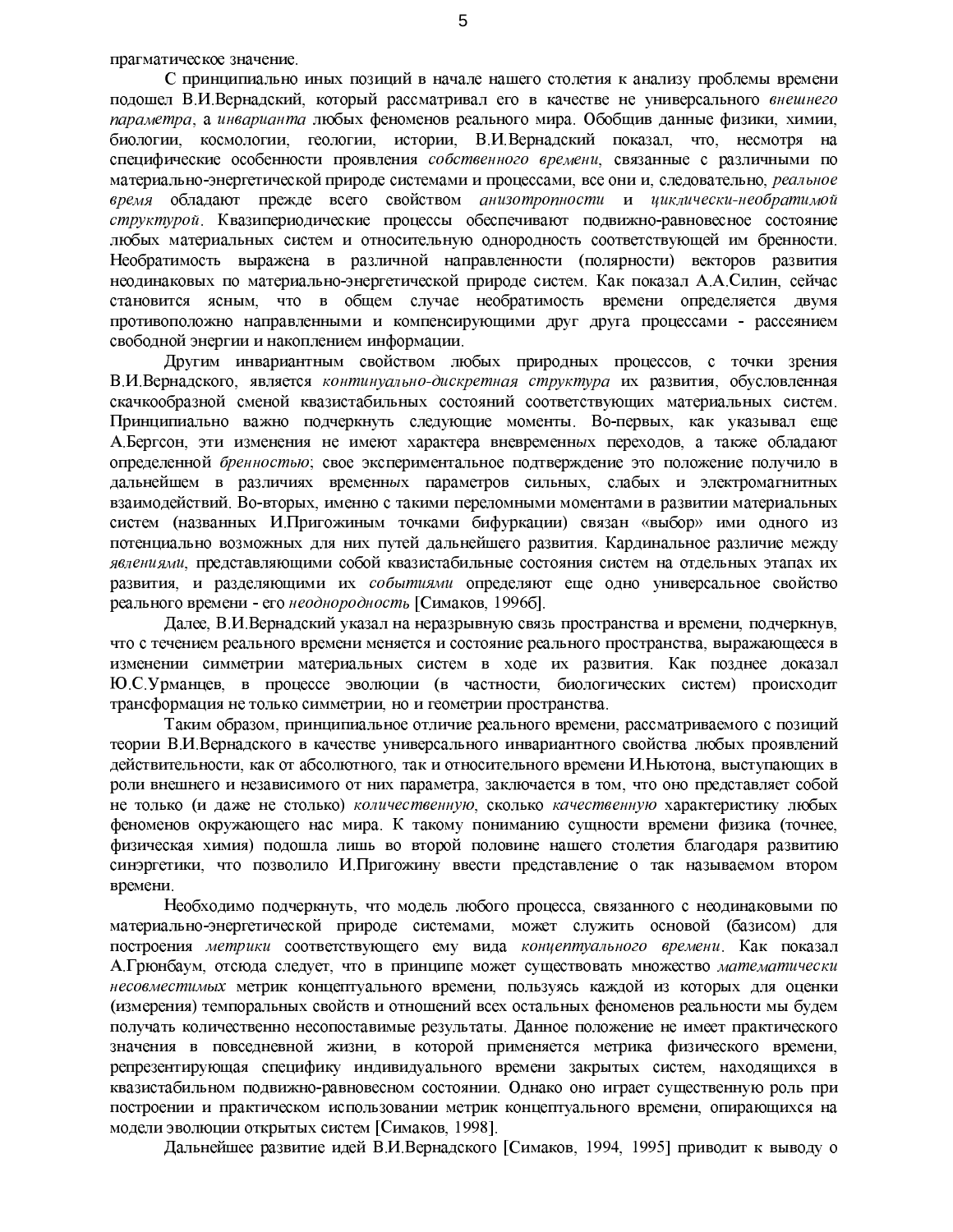прагматическое значение.

С принципиально иных позиций в начале нашего столетия к анализу проблемы времени подошел В.И.Вернадский, который рассматривал его в качестве не универсального *внешнего параметра*, а *инварианта* любых феноменов реального мира. Обобщив данные физики, химии, биологии, космологии, геологии, истории, В.И.Вернадский показал, что, несмотря на специфические особенности проявления *собственного времени*, связанные с различными по материально-энергетической природе системами и процессами, все они и, следовательно, *реальное время* обладают прежде всего свойством *анизотропности* и *циклически-необратимой структурой*. Квазипериодические процессы обеспечивают подвижно-равновесное состояние любых материальных систем и относительную однородность соответствующей им бренности. Необратимость выражена в различной направленности (полярности) векторов развития неодинаковых по материально-энергетической природе систем. Как показал А.А.Силин, сейчас становится ясным, что в общем случае необратимость времени определяется двумя противоположно направленными и компенсирующими друг друга процессами - рассеянием свободной энергии и накоплением информации.

Другим инвариантным свойством любых природных процессов, с точки зрения В.И.Вернадского, является *континуально-дискретная структура* их развития, обусловленная скачкообразной сменой квазистабильных состояний соответствующих материальных систем. Принципиально важно подчеркнуть следующие моменты. Во-первых, как указывал еще А.Бергсон, эти изменения не имеют характера вневременных переходов, а также обладают определенной *бренностью*; свое экспериментальное подтверждение это положение получило в дальнейшем в различиях временных параметров сильных, слабых и электромагнитных взаимодействий. Во-вторых, именно с такими переломными моментами в развитии материальных систем (названных И.Пригожиным точками бифуркации) связан «выбор» ими одного из потенциально возможных для них путей дальнейшего развития. Кардинальное различие между *явлениями*, представляющими собой квазистабильные состояния систем на отдельных этапах их развития, и разделяющими их *событиями* определяют еще одно универсальное свойство реального времени - его *неоднородность* [Симаков, 1996б].

Далее, В.И.Вернадский указал на неразрывную связь пространства и времени, подчеркнув, что с течением реального времени меняется и состояние реального пространства, выражающееся в изменении симметрии материальных систем в ходе их развития. Как позднее доказал Ю.С.Урманцев, в процессе эволюции (в частности, биологических систем) происходит трансформация не только симметрии, но и геометрии пространства.

Таким образом, принципиальное отличие реального времени, рассматриваемого с позиций теории В.И.Вернадского в качестве универсального инвариантного свойства любых проявлений действительности, как от абсолютного, так и относительного времени И.Ньютона, выступающих в роли внешнего и независимого от них параметра, заключается в том, что оно представляет собой не только (и даже не столько) *количественную*, сколько *качественную* характеристику любых феноменов окружающего нас мира. К такому пониманию сущности времени физика (точнее, физическая химия) подошла лишь во второй половине нашего столетия благодаря развитию синэргетики, что позволило И.Пригожину ввести представление о так называемом втором времени.

Необходимо подчеркнуть, что модель любого процесса, связанного с неодинаковыми по материально-энергетической природе системами, может служить основой (базисом) для построения *метрики* соответствующего ему вида *концептуального времени*. Как показал А.Грюнбаум, отсюда следует, что в принципе может существовать множество *математически несовместимых* метрик концептуального времени, пользуясь каждой из которых для оценки (измерения) темпоральных свойств и отношений всех остальных феноменов реальности мы будем получать количественно несопоставимые результаты. Данное положение не имеет практического значения в повседневной жизни, в которой применяется метрика физического времени, репрезентирующая специфику индивидуального времени закрытых систем, находящихся в квазистабильном подвижно-равновесном состоянии. Однако оно играет существенную роль при построении и практическом использовании метрик концептуального времени, опирающихся на модели эволюции открытых систем [Симаков, 1998].

Дальнейшее развитие идей В.И.Вернадского [Симаков, 1994, 1995] приводит к выводу о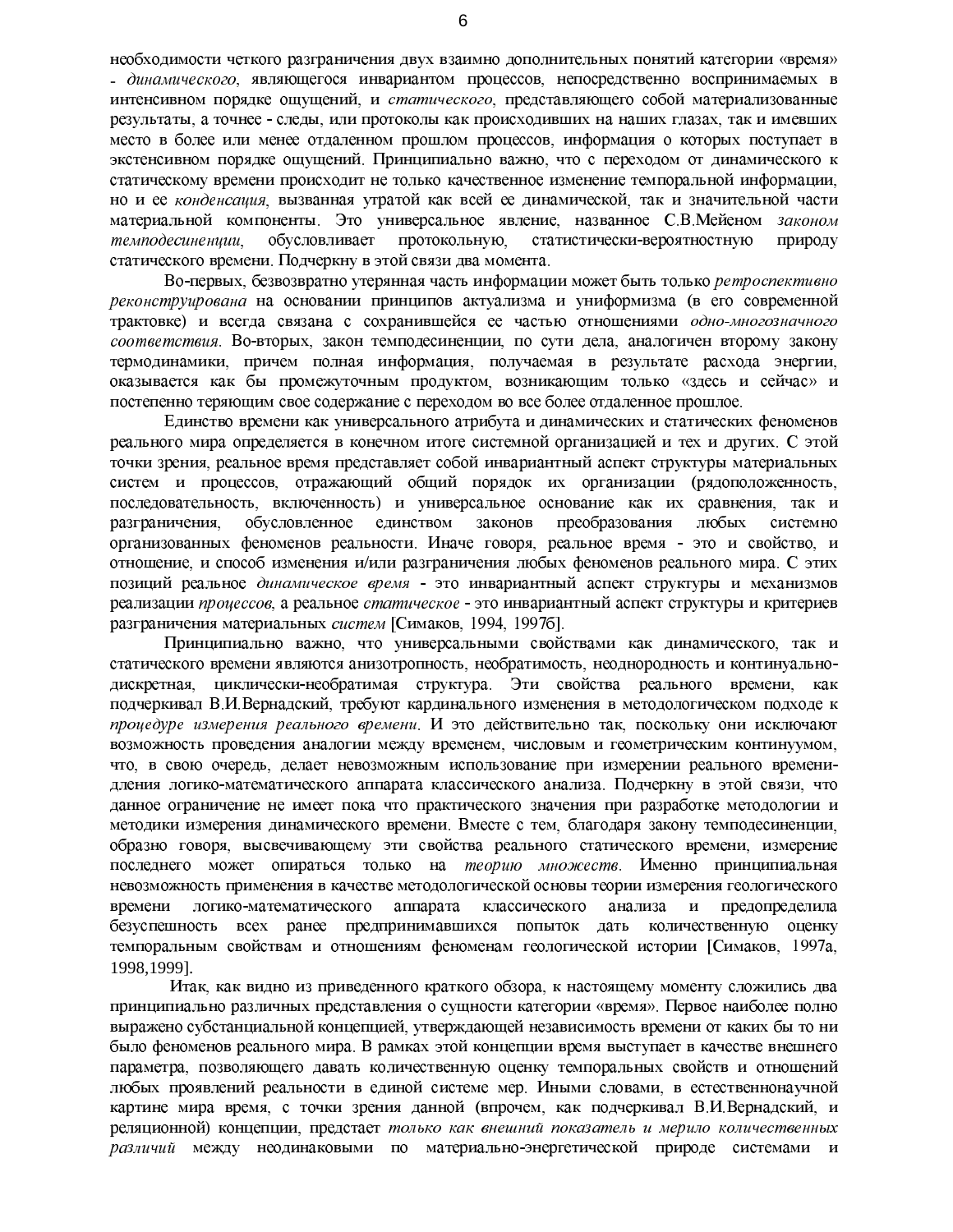необходимости четкого разграничения двух взаимно дополнительных понятий категории «время» - *динамического*, являющегося инвариантом процессов, непосредственно воспринимаемых в интенсивном порядке ощущений, и *статического*, представляющего собой материализованные результаты, а точнее - следы, или протоколы как происходивших на наших глазах, так и имевших место в более или менее отдаленном прошлом процессов, информация о которых поступает в экстенсивном порядке ощущений. Принципиально важно, что с переходом от динамического к статическому времени происходит не только качественное изменение темпоральной информации, но и ее *конденсация*, вызванная утратой как всей ее динамической, так и значительной части материальной компоненты. Это универсальное явление, названное С.В.Мейеном *законом темподесиненции*, обусловливает протокольную, статистически-вероятностную природу статического времени. Подчеркну в этой связи два момента.

Во-первых, безвозвратно утерянная часть информации может быть только *ретроспективно реконструирована* на основании принципов актуализма и униформизма (в его современной трактовке) и всегда связана с сохранившейся ее частью отношениями *одно-многозначного соответствия*. Во-вторых, закон темподесиненции, по сути дела, аналогичен второму закону термодинамики, причем полная информация, получаемая в результате расхода энергии, оказывается как бы промежуточным продуктом, возникающим только «здесь и сейчас» и постепенно теряющим свое содержание с переходом во все более отдаленное прошлое.

Единство времени как универсального атрибута и динамических и статических феноменов реального мира определяется в конечном итоге системной организацией и тех и других. С этой точки зрения, реальное время представляет собой инвариантный аспект структуры материальных систем и процессов, отражающий общий порядок их организации (рядоположенность, последовательность, включенность) и универсальное основание как их сравнения, так и разграничения, обусловленное единством законов преобразования любых системно организованных феноменов реальности. Иначе говоря, реальное время - это и свойство, и отношение, и способ изменения и/или разграничения любых феноменов реального мира. С этих позиций реальное *динамическое время* - это инвариантный аспект структуры и механизмов реализации *процессов*, а реальное *статическое* - это инвариантный аспект структуры и критериев разграничения материальных *систем* [Симаков, 1994, 1997б].

Принципиально важно, что универсальными свойствами как динамического, так и статического времени являются анизотропность, необратимость, неоднородность и континуально-дискретная, циклически-необратимая структура. Эти свойства реального времени, как подчеркивал В.И.Вернадский, требуют кардинального изменения в методологическом подходе к *процедуре измерения реального времени*. И это действительно так, поскольку они исключают возможность проведения аналогии между временем, числовым и геометрическим континуумом, что, в свою очередь, делает невозможным использование при измерении реального времени-дления логико-математического аппарата классического анализа. Подчеркну в этой связи, что данное ограничение не имеет пока что практического значения при разработке методологии и методики измерения динамического времени. Вместе с тем, благодаря закону темподесиненции, образно говоря, высвечивающему эти свойства реального статического времени, измерение последнего может опираться только на *теорию множеств*. Именно принципиальная невозможность применения в качестве методологической основы теории измерения геологического времени логико-математического аппарата классического анализа и предопределила безуспешность всех ранее предпринимавшихся попыток дать количественную оценку темпоральным свойствам и отношениям феноменам геологической истории [Симаков, 1997а, 1998,1999].

Итак, как видно из приведенного краткого обзора, к настоящему моменту сложились два принципиально различных представления о сущности категории «время». Первое наиболее полно выражено субстанциальной концепцией, утверждающей независимость времени от каких бы то ни было феноменов реального мира. В рамках этой концепции время выступает в качестве внешнего параметра, позволяющего давать количественную оценку темпоральных свойств и отношений любых проявлений реальности в единой системе мер. Иными словами, в естественнонаучной картине мира время, с точки зрения данной (впрочем, как подчеркивал В.И.Вернадский, и реляционной) концепции, предстает *только как внешний показатель и мерило количественных различий* между неодинаковыми по материально-энергетической природе системами и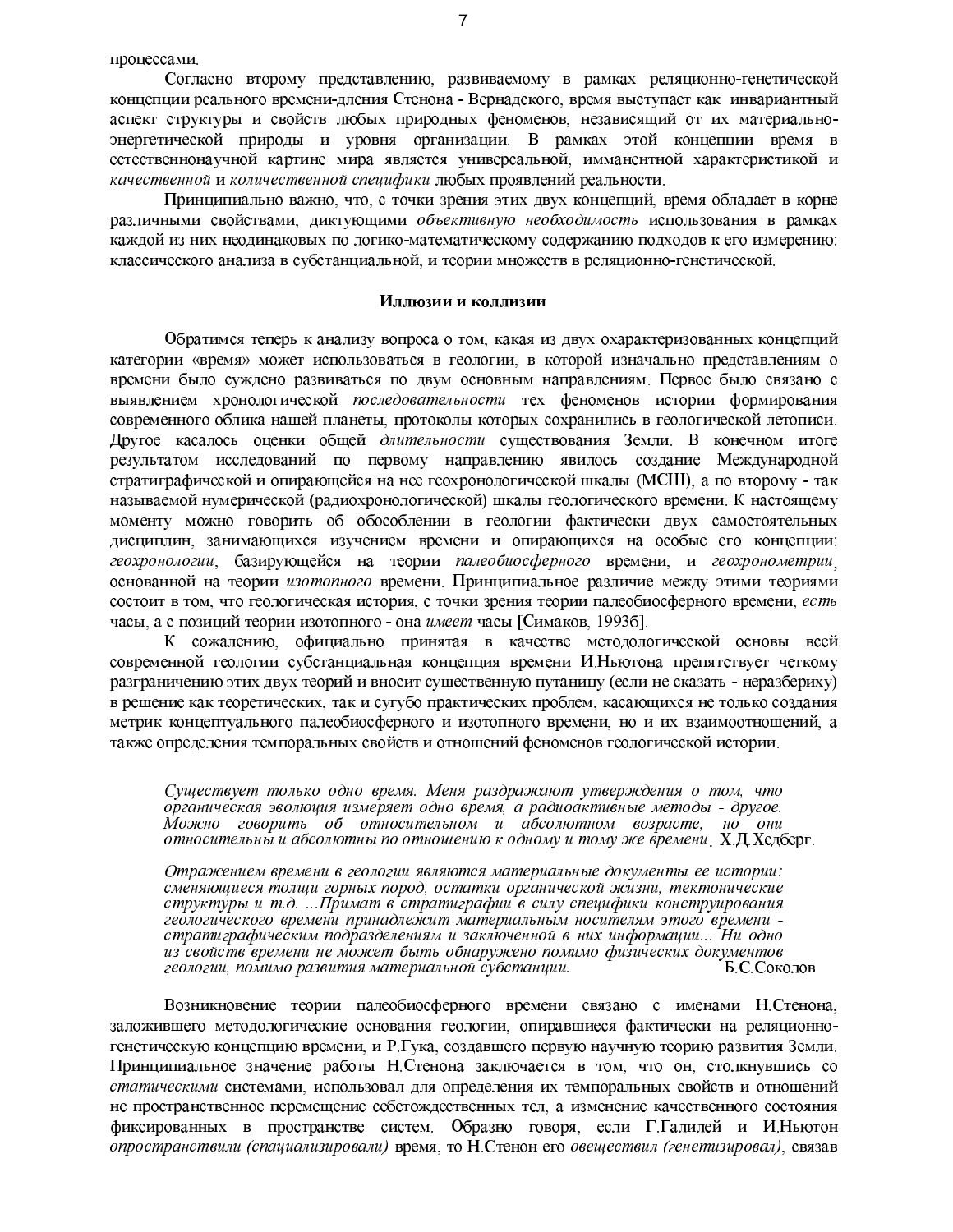процессами.

Согласно второму представлению, развиваемому в рамках реляционно-генетической концепции реального времени-дления Стенона - Вернадского, время выступает как инвариантный аспект структуры и свойств любых природных феноменов, независящий от их материально-энергетической природы и уровня организации. В рамках этой концепции время в естественнонаучной картине мира является универсальной, имманентной характеристикой и *качественной* и *количественной специфики* любых проявлений реальности.

Принципиально важно, что, с точки зрения этих двух концепций, время обладает в корне различными свойствами, диктующими *объективную необходимость* использования в рамках каждой из них неодинаковых по логико-математическому содержанию подходов к его измерению: классического анализа в субстанциальной, и теории множеств в реляционно-генетической.

### Иллюзии и коллизии

Обратимся теперь к анализу вопроса о том, какая из двух охарактеризованных концепций категории «время» может использоваться в геологии, в которой изначально представлениям о времени было суждено развиваться по двум основным направлениям. Первое было связано с выявлением хронологической *последовательности* тех феноменов истории формирования современного облика нашей планеты, протоколы которых сохранились в геологической летописи. Другое касалось оценки общей *длительности* существования Земли. В конечном итоге результатом исследований по первому направлению явилось создание Международной стратиграфической и опирающейся на нее геохронологической шкалы (МСШ), а по второму - так называемой нумерической (радиохронологической) шкалы геологического времени. К настоящему моменту можно говорить об обособлении в геологии фактически двух самостоятельных дисциплин, занимающихся изучением времени и опирающихся на особые его концепции: *геохронологии*, базирующейся на теории *палеобиосферного* времени, и *геохронометрии*, основанной на теории *изотопного* времени. Принципиальное различие между этими теориями состоит в том, что геологическая история, с точки зрения теории палеобиосферного времени, *есть* часы, а с позиций теории изотопного - она *имеет* часы [Симаков, 1993б].

К сожалению, официально принятая в качестве методологической основы всей современной геологии субстанциальная концепция времени И.Ньютона препятствует четкому разграничению этих двух теорий и вносит существенную путаницу (если не сказать - неразбериху) в решение как теоретических, так и сугубо практических проблем, касающихся не только создания метрик концептуального палеобиосферного и изотопного времени, но и их взаимоотношений, а также определения темпоральных свойств и отношений феноменов геологической истории.

> *Существует только одно время. Меня раздражают утверждения о том, что органическая эволюция измеряет одно время, а радиоактивные методы - другое. Можно говорить об относительном и абсолютном возрасте, но они относительны и абсолютны по отношению к одному и тому же времени*. Х.Д.Хедберг.

> *Отражением времени в геологии являются материальные документы ее истории: сменяющиеся толщи горных пород, остатки органической жизни, тектонические структуры и т.д. ...Примат в стратиграфии в силу специфики конструирования геологического времени принадлежит материальным носителям этого времени - стратиграфическим подразделениям и заключенной в них информации... Ни одно из свойств времени не может быть обнаружено помимо физических документов геологии, помимо развития материальной субстанции.* Б.С.Соколов

Возникновение теории палеобиосферного времени связано с именами Н.Стенона, заложившего методологические основания геологии, опиравшиеся фактически на реляционно-генетическую концепцию времени, и Р.Гука, создавшего первую научную теорию развития Земли. Принципиальное значение работы Н.Стенона заключается в том, что он, столкнувшись со *статическими* системами, использовал для определения их темпоральных свойств и отношений не пространственное перемещение себетождественных тел, а изменение качественного состояния фиксированных в пространстве систем. Образно говоря, если Г.Галилей и И.Ньютон *опространствили (спациализировали)* время, то Н.Стенон его *овеществил (генетизировал)*, связав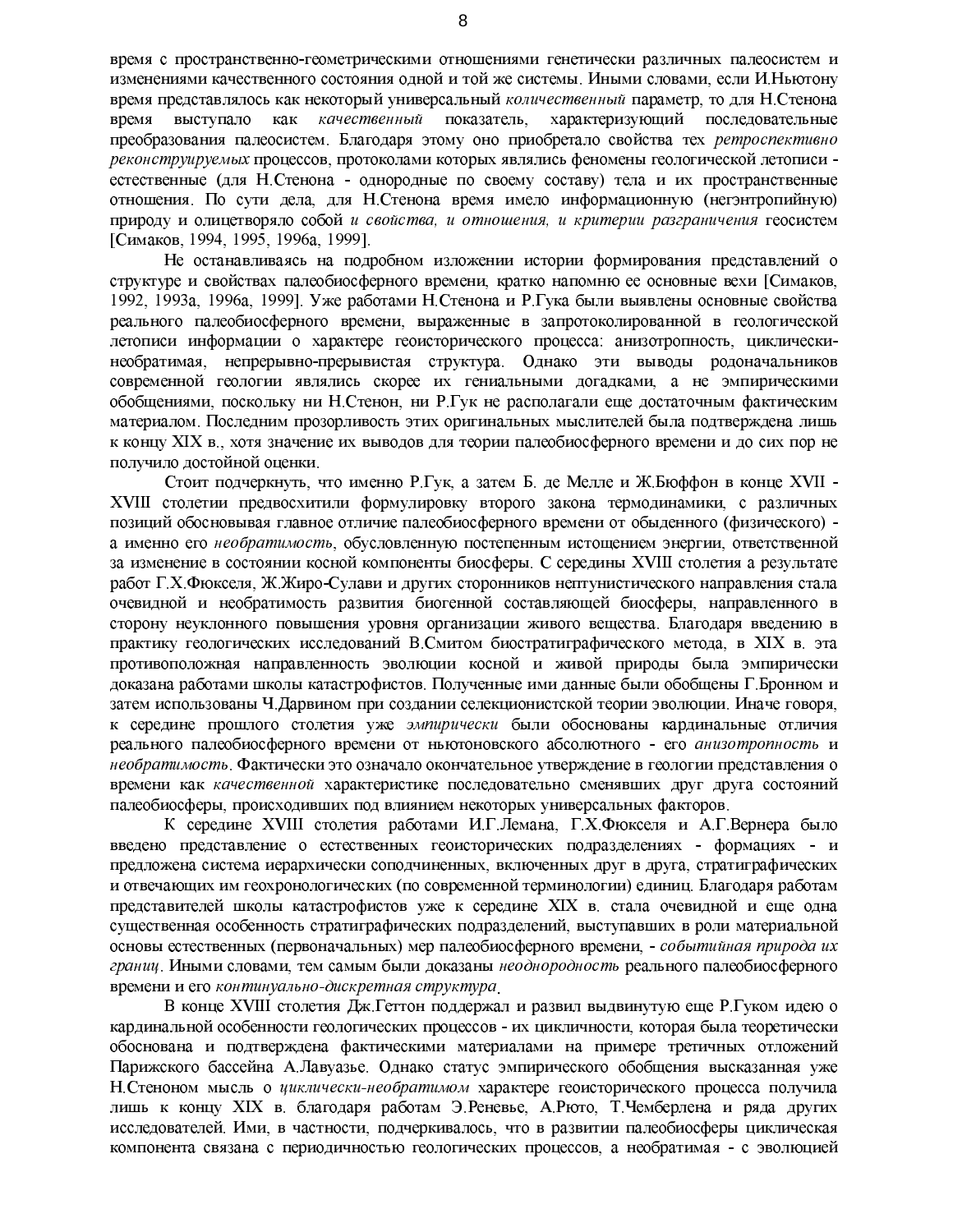время с пространственно-геометрическими отношениями генетически различных палеосистем и изменениями качественного состояния одной и той же системы. Иными словами, если И.Ньютону время представлялось как некоторый универсальный *количественный* параметр, то для Н.Стенона время выступало как *качественный* показатель, характеризующий последовательные преобразования палеосистем. Благодаря этому оно приобретало свойства тех *ретроспективно реконструируемых* процессов, протоколами которых являлись феномены геологической летописи - естественные (для Н.Стенона - однородные по своему составу) тела и их пространственные отношения. По сути дела, для Н.Стенона время имело информационную (негэнтропийную) природу и олицетворяло собой *и свойства, и отношения, и критерии разграничения* геосистем [Симаков, 1994, 1995, 1996а, 1999].

Не останавливаясь на подробном изложении истории формирования представлений о структуре и свойствах палеобиосферного времени, кратко напомню ее основные вехи [Симаков, 1992, 1993а, 1996а, 1999]. Уже работами Н.Стенона и Р.Гука были выявлены основные свойства реального палеобиосферного времени, выраженные в запротоколированной в геологической летописи информации о характере геоисторического процесса: анизотропность, циклически-необратимая, непрерывно-прерывистая структура. Однако эти выводы родоначальников современной геологии являлись скорее их гениальными догадками, а не эмпирическими обобщениями, поскольку ни Н.Стенон, ни Р.Гук не располагали еще достаточным фактическим материалом. Последним прозорливость этих оригинальных мыслителей была подтверждена лишь к концу XIX в., хотя значение их выводов для теории палеобиосферного времени и до сих пор не получило достойной оценки.

Стоит подчеркнуть, что именно Р.Гук, а затем Б. де Мелле и Ж.Бюффон в конце XVII - XVIII столетии предвосхитили формулировку второго закона термодинамики, с различных позиций обосновывая главное отличие палеобиосферного времени от обыденного (физического) - а именно его *необратимость*, обусловленную постепенным истощением энергии, ответственной за изменение в состоянии косной компоненты биосферы. С середины XVIII столетия а результате работ Г.Х.Фюкселя, Ж.Жиро-Сулави и других сторонников нептунистического направления стала очевидной и необратимость развития биогенной составляющей биосферы, направленного в сторону неуклонного повышения уровня организации живого вещества. Благодаря введению в практику геологических исследований В.Смитом биостратиграфического метода, в XIX в. эта противоположная направленность эволюции косной и живой природы была эмпирически доказана работами школы катастрофистов. Полученные ими данные были обобщены Г.Бронном и затем использованы Ч.Дарвином при создании селекционистской теории эволюции. Иначе говоря, к середине прошлого столетия уже *эмпирически* были обоснованы кардинальные отличия реального палеобиосферного времени от ньютоновского абсолютного - его *анизотропность* и *необратимость*. Фактически это означало окончательное утверждение в геологии представления о времени как *качественной* характеристике последовательно сменявших друг друга состояний палеобиосферы, происходивших под влиянием некоторых универсальных факторов.

К середине XVIII столетия работами И.Г.Лемана, Г.Х.Фюкселя и А.Г.Вернера было введено представление о естественных геоисторических подразделениях - формациях - и предложена система иерархически соподчиненных, включенных друг в друга, стратиграфических и отвечающих им геохронологических (по современной терминологии) единиц. Благодаря работам представителей школы катастрофистов уже к середине XIX в. стала очевидной и еще одна существенная особенность стратиграфических подразделений, выступавших в роли материальной основы естественных (первоначальных) мер палеобиосферного времени, - *событийная природа их границ*. Иными словами, тем самым были доказаны *неоднородность* реального палеобиосферного времени и его *континуально-дискретная структура*.

В конце XVIII столетия Дж.Геттон поддержал и развил выдвинутую еще Р.Гуком идею о кардинальной особенности геологических процессов - их цикличности, которая была теоретически обоснована и подтверждена фактическими материалами на примере третичных отложений Парижского бассейна А.Лавуазье. Однако статус эмпирического обобщения высказанная уже Н.Стеноном мысль о *циклически-необратимом* характере геоисторического процесса получила лишь к концу XIX в. благодаря работам Э.Реневье, А.Рюто, Т.Чемберлена и ряда других исследователей. Ими, в частности, подчеркивалось, что в развитии палеобиосферы циклическая компонента связана с периодичностью геологических процессов, а необратимая - с эволюцией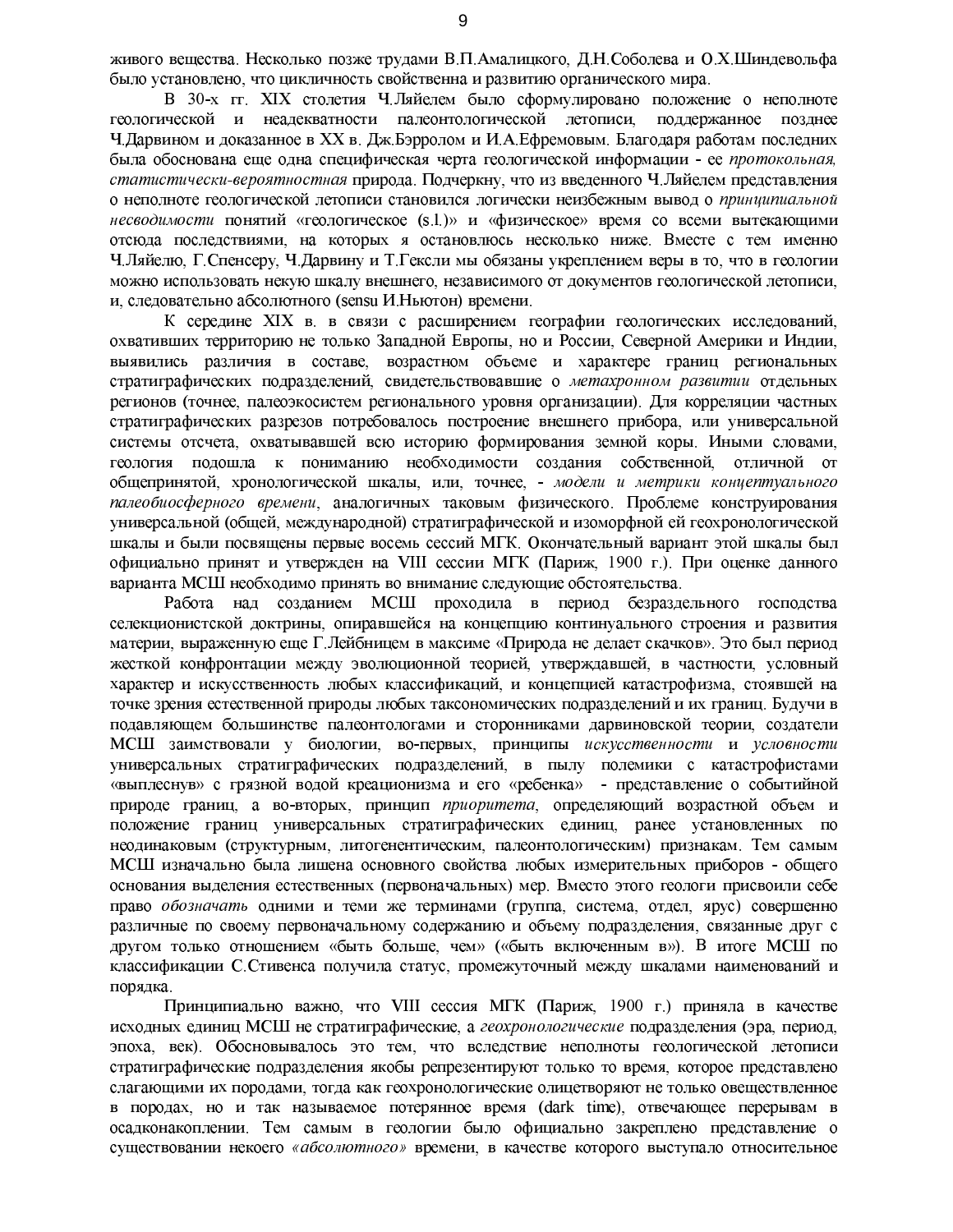живого вещества. Несколько позже трудами В.П.Амалицкого, Д.Н.Соболева и О.Х.Шиндевольфа было установлено, что цикличность свойственна и развитию органического мира.

В 30-х гг. XIX столетия Ч.Ляйелем было сформулировано положение о неполноте геологической и неадекватности палеонтологической летописи, поддержанное позднее Ч.Дарвином и доказанное в XX в. Дж.Бэрролом и И.А.Ефремовым. Благодаря работам последних была обоснована еще одна специфическая черта геологической информации - ее *протокольная, статистически-вероятностная* природа. Подчеркну, что из введенного Ч.Ляйелем представления о неполноте геологической летописи становился логически неизбежным вывод о *принципиальной несводимости* понятий «геологическое (s.l.)» и «физическое» время со всеми вытекающими отсюда последствиями, на которых я остановлюсь несколько ниже. Вместе с тем именно Ч.Ляйелю, Г.Спенсеру, Ч.Дарвину и Т.Гексли мы обязаны укреплением веры в то, что в геологии можно использовать некую шкалу внешнего, независимого от документов геологической летописи, и, следовательно абсолютного (sensu И.Ньютон) времени.

К середине XIX в. в связи с расширением географии геологических исследований, охвативших территорию не только Западной Европы, но и России, Северной Америки и Индии, выявились различия в составе, возрастном объеме и характере границ региональных стратиграфических подразделений, свидетельствовавшие о *метахронном развитии* отдельных регионов (точнее, палеоэкосистем регионального уровня организации). Для корреляции частных стратиграфических разрезов потребовалось построение внешнего прибора, или универсальной системы отсчета, охватывавшей всю историю формирования земной коры. Иными словами, геология подошла к пониманию необходимости создания собственной, отличной от общепринятой, хронологической шкалы, или, точнее, - *модели и метрики концептуального палеобиосферного времени*, аналогичных таковым физического. Проблеме конструирования универсальной (общей, международной) стратиграфической и изоморфной ей геохронологической шкалы и были посвящены первые восемь сессий МГК. Окончательный вариант этой шкалы был официально принят и утвержден на VIII сессии МГК (Париж, 1900 г.). При оценке данного варианта МСШ необходимо принять во внимание следующие обстоятельства.

Работа над созданием МСШ проходила в период безраздельного господства селекционистской доктрины, опиравшейся на концепцию континуального строения и развития материи, выраженную еще Г.Лейбницем в максиме «Природа не делает скачков». Это был период жесткой конфронтации между эволюционной теорией, утверждавшей, в частности, условный характер и искусственность любых классификаций, и концепцией катастрофизма, стоявшей на точке зрения естественной природы любых таксономических подразделений и их границ. Будучи в подавляющем большинстве палеонтологами и сторонниками дарвиновской теории, создатели МСШ заимствовали у биологии, во-первых, принципы *искусственности* и *условности* универсальных стратиграфических подразделений, в пылу полемики с катастрофистами «выплеснув» с грязной водой креационизма и его «ребенка» - представление о событийной природе границ, а во-вторых, принцип *приоритета*, определяющий возрастной объем и положение границ универсальных стратиграфических единиц, ранее установленных по неодинаковым (структурным, литогенентическим, палеонтологическим) признакам. Тем самым МСШ изначально была лишена основного свойства любых измерительных приборов - общего основания выделения естественных (первоначальных) мер. Вместо этого геологи присвоили себе право *обозначать* одними и теми же терминами (группа, система, отдел, ярус) совершенно различные по своему первоначальному содержанию и объему подразделения, связанные друг с другом только отношением «быть больше, чем» («быть включенным в»). В итоге МСШ по классификации С.Стивенса получила статус, промежуточный между шкалами наименований и порядка.

Принципиально важно, что VIII сессия МГК (Париж, 1900 г.) приняла в качестве исходных единиц МСШ не стратиграфические, а *геохронологические* подразделения (эра, период, эпоха, век). Обосновывалось это тем, что вследствие неполноты геологической летописи стратиграфические подразделения якобы репрезентируют только то время, которое представлено слагающими их породами, тогда как геохронологические олицетворяют не только овеществленное в породах, но и так называемое потерянное время (dark time), отвечающее перерывам в осадконакоплении. Тем самым в геологии было официально закреплено представление о существовании некоего *«абсолютного»* времени, в качестве которого выступало относительное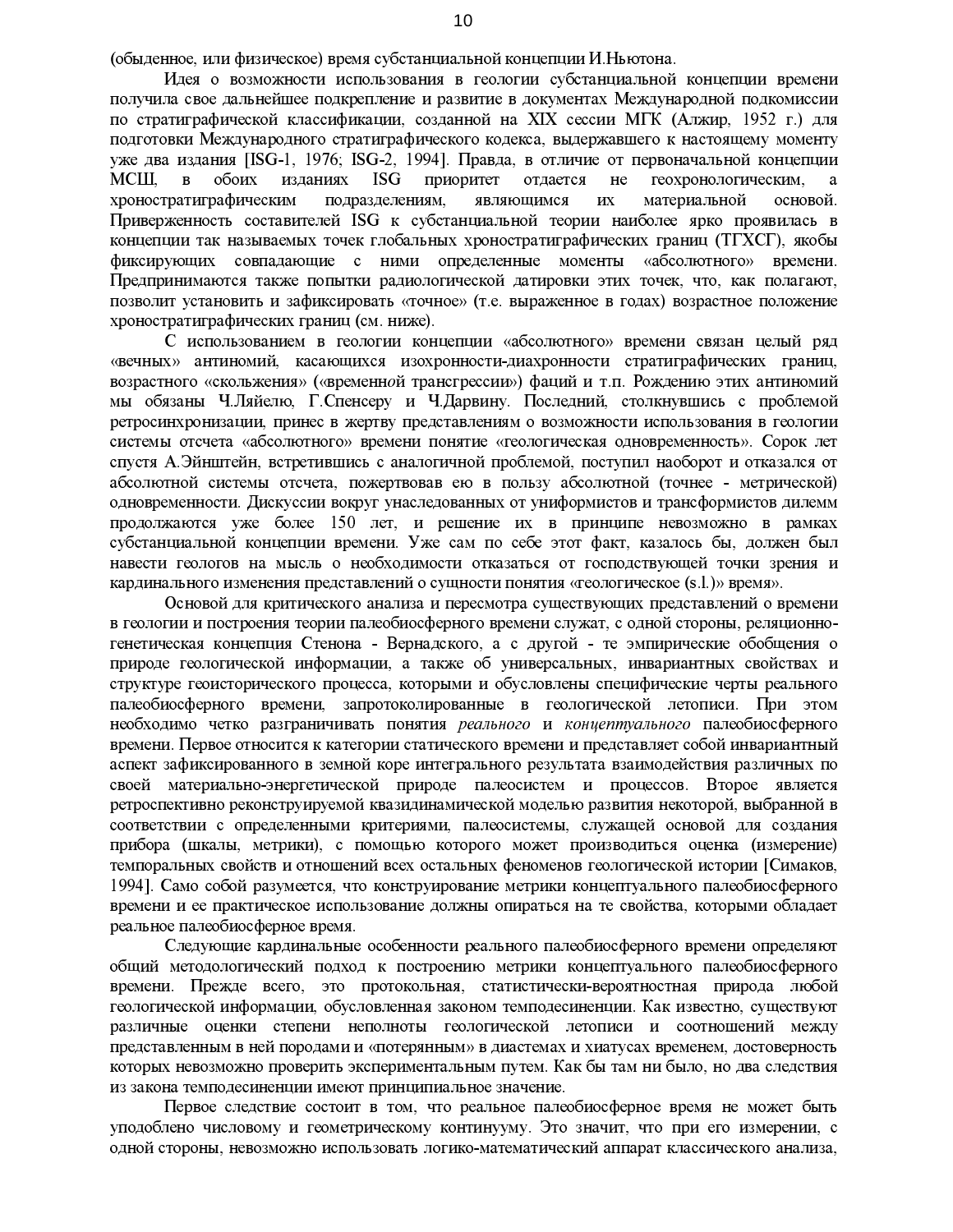(обыденное, или физическое) время субстанциальной концепции И.Ньютона.

Идея о возможности использования в геологии субстанциальной концепции времени получила свое дальнейшее подкрепление и развитие в документах Международной подкомиссии по стратиграфической классификации, созданной на XIX сессии МГК (Алжир, 1952 г.) для подготовки Международного стратиграфического кодекса, выдержавшего к настоящему моменту уже два издания [ISG-1, 1976; ISG-2, 1994]. Правда, в отличие от первоначальной концепции МСШ, в обоих изданиях ISG приоритет отдается не геохронологическим, а хроностратиграфическим подразделениям, являющимся их материальной основой. Приверженность составителей ISG к субстанциальной теории наиболее ярко проявилась в концепции так называемых точек глобальных хроностратиграфических границ (ТГХСГ), якобы фиксирующих совпадающие с ними определенные моменты «абсолютного» времени. Предпринимаются также попытки радиологической датировки этих точек, что, как полагают, позволит установить и зафиксировать «точное» (т.е. выраженное в годах) возрастное положение хроностратиграфических границ (см. ниже).

С использованием в геологии концепции «абсолютного» времени связан целый ряд «вечных» антиномий, касающихся изохронности-диахронности стратиграфических границ, возрастного «скольжения» («временной трансгрессии») фаций и т.п. Рождению этих антиномий мы обязаны Ч.Ляйелю, Г.Спенсеру и Ч.Дарвину. Последний, столкнувшись с проблемой ретросинхронизации, принес в жертву представлениям о возможности использования в геологии системы отсчета «абсолютного» времени понятие «геологическая одновременность». Сорок лет спустя А.Эйнштейн, встретившись с аналогичной проблемой, поступил наоборот и отказался от абсолютной системы отсчета, пожертвовав ею в пользу абсолютной (точнее - метрической) одновременности. Дискуссии вокруг унаследованных от униформистов и трансформистов дилемм продолжаются уже более 150 лет, и решение их в принципе невозможно в рамках субстанциальной концепции времени. Уже сам по себе этот факт, казалось бы, должен был навести геологов на мысль о необходимости отказаться от господствующей точки зрения и кардинального изменения представлений о сущности понятия «геологическое (s.l.)» время».

Основой для критического анализа и пересмотра существующих представлений о времени в геологии и построения теории палеобиосферного времени служат, с одной стороны, реляционно-генетическая концепция Стенона - Вернадского, а с другой - те эмпирические обобщения о природе геологической информации, а также об универсальных, инвариантных свойствах и структуре геоисторического процесса, которыми и обусловлены специфические черты реального палеобиосферного времени, запротоколированные в геологической летописи. При этом необходимо четко разграничивать понятия *реального* и *концептуального* палеобиосферного времени. Первое относится к категории статического времени и представляет собой инвариантный аспект зафиксированного в земной коре интегрального результата взаимодействия различных по своей материально-энергетической природе палеосистем и процессов. Второе является ретроспективно реконструируемой квазидинамической моделью развития некоторой, выбранной в соответствии с определенными критериями, палеосистемы, служащей основой для создания прибора (шкалы, метрики), с помощью которого может производиться оценка (измерение) темпоральных свойств и отношений всех остальных феноменов геологической истории [Симаков, 1994]. Само собой разумеется, что конструирование метрики концептуального палеобиосферного времени и ее практическое использование должны опираться на те свойства, которыми обладает реальное палеобиосферное время.

Следующие кардинальные особенности реального палеобиосферного времени определяют общий методологический подход к построению метрики концептуального палеобиосферного времени. Прежде всего, это протокольная, статистически-вероятностная природа любой геологической информации, обусловленная законом темподесиненции. Как известно, существуют различные оценки степени неполноты геологической летописи и соотношений между представленным в ней породами и «потерянным» в диастемах и хиатусах временем, достоверность которых невозможно проверить экспериментальным путем. Как бы там ни было, но два следствия из закона темподесиненции имеют принципиальное значение.

Первое следствие состоит в том, что реальное палеобиосферное время не может быть уподоблено числовому и геометрическому континууму. Это значит, что при его измерении, с одной стороны, невозможно использовать логико-математический аппарат классического анализа,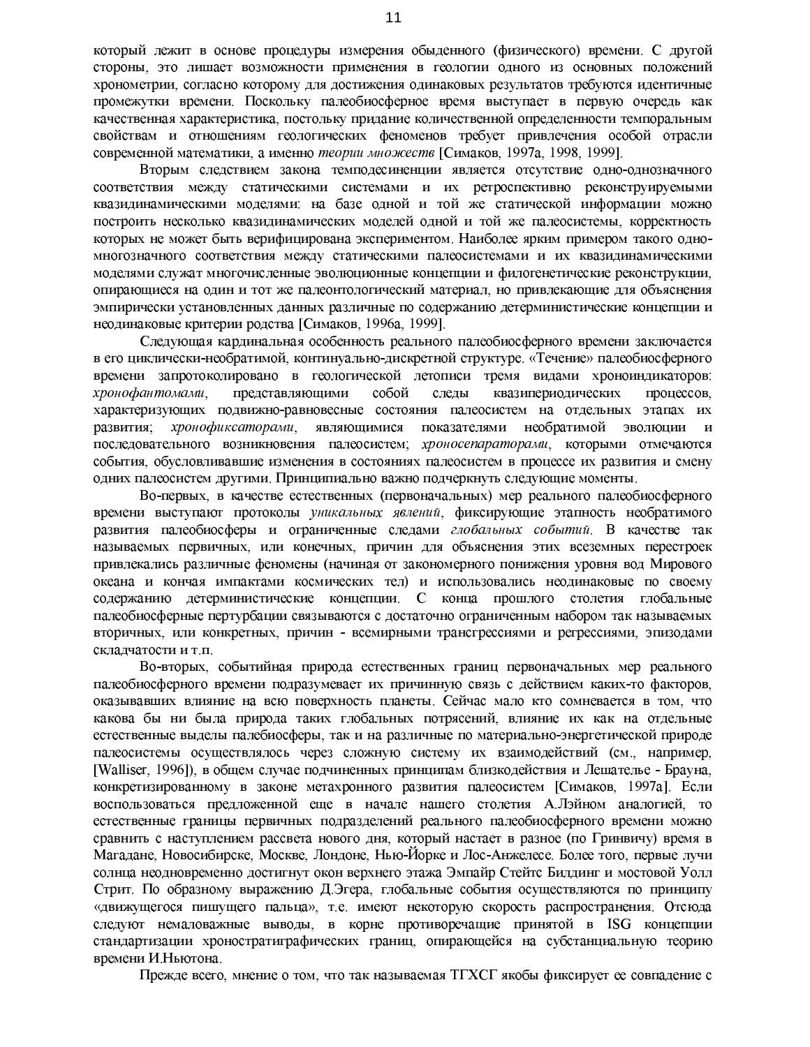который лежит в основе процедуры измерения обыденного (физического) времени. С другой стороны, это лишает возможности применения в геологии одного из основных положений хронометрии, согласно которому для достижения одинаковых результатов требуются идентичные промежутки времени. Поскольку палеобиосферное время выступает в первую очередь как качественная характеристика, постольку придание количественной определенности темпоральным свойствам и отношениям геологических феноменов требует привлечения особой отрасли современной математики, а именно *теории множеств* [Симаков, 1997а, 1998, 1999].

Вторым следствием закона темподесиненции является отсутствие одно-однозначного соответствия между статическими системами и их ретроспективно реконструируемыми квазидинамическими моделями: на базе одной и той же статической информации можно построить несколько квазидинамических моделей одной и той же палеосистемы, корректность которых не может быть верифицирована экспериментом. Наиболее ярким примером такого одно-многозначного соответствия между статическими палеосистемами и их квазидинамическими моделями служат многочисленные эволюционные концепции и филогенетические реконструкции, опирающиеся на один и тот же палеонтологический материал, но привлекающие для объяснения эмпирически установленных данных различные по содержанию детерминистические концепции и неодинаковые критерии родства [Симаков, 1996а, 1999].

Следующая кардинальная особенность реального палеобиосферного времени заключается в его циклически-необратимой, континуально-дискретной структуре. «Течение» палеобиосферного времени запротоколировано в геологической летописи тремя видами хроноиндикаторов: *хронофантомами*, представляющими собой следы квазипериодических процессов, характеризующих подвижно-равновесные состояния палеосистем на отдельных этапах их развития; *хронофиксаторами*, являющимися показателями необратимой эволюции и последовательного возникновения палеосистем; *хроносепараторами*, которыми отмечаются события, обусловливавшие изменения в состояниях палеосистем в процессе их развития и смену одних палеосистем другими. Принципиально важно подчеркнуть следующие моменты.

Во-первых, в качестве естественных (первоначальных) мер реального палеобиосферного времени выступают протоколы *уникальных явлений*, фиксирующие этапность необратимого развития палеобиосферы и ограниченные следами *глобальных событий*. В качестве так называемых первичных, или конечных, причин для объяснения этих всеземных перестроек привлекались различные феномены (начиная от закономерного понижения уровня вод Мирового океана и кончая импактами космических тел) и использовались неодинаковые по своему содержанию детерминистические концепции. С конца прошлого столетия глобальные палеобиосферные пертурбации связываются с достаточно ограниченным набором так называемых вторичных, или конкретных, причин - всемирными трансгрессиями и регрессиями, эпизодами складчатости и т.п.

Во-вторых, событийная природа естественных границ первоначальных мер реального палеобиосферного времени подразумевает их причинную связь с действием каких-то факторов, оказывавших влияние на всю поверхность планеты. Сейчас мало кто сомневается в том, что какова бы ни была природа таких глобальных потрясений, влияние их как на отдельные естественные выделы палебиосферы, так и на различные по материально-энергетической природе палеосистемы осуществлялось через сложную систему их взаимодействий (см., например, [Walliser, 1996]), в общем случае подчиненных принципам близкодействия и Лешателье - Брауна, конкретизированному в законе метахронного развития палеосистем [Симаков, 1997а]. Если воспользоваться предложенной еще в начале нашего столетия А.Лэйном аналогией, то естественные границы первичных подразделений реального палеобиосферного времени можно сравнить с наступлением рассвета нового дня, который настает в разное (по Гринвичу) время в Магадане, Новосибирске, Москве, Лондоне, Нью-Йорке и Лос-Анжелесе. Более того, первые лучи солнца неодновременно достигнут окон верхнего этажа Эмпайр Стейтс Билдинг и мостовой Уолл Стрит. По образному выражению Д.Эгера, глобальные события осуществляются по принципу «движущегося пишущего пальца», т.е. имеют некоторую скорость распространения. Отсюда следуют немаловажные выводы, в корне противоречащие принятой в ISG концепции стандартизации хроностратиграфических границ, опирающейся на субстанциальную теорию времени И.Ньютона.

Прежде всего, мнение о том, что так называемая ТГХСГ якобы фиксирует ее совпадение с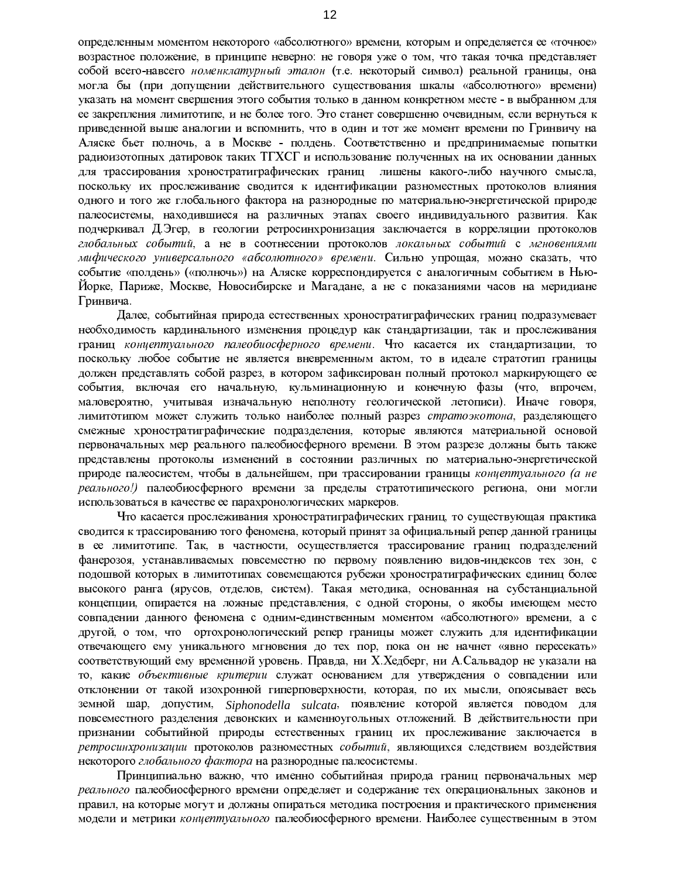определенным моментом некоторого «абсолютного» времени, которым и определяется ее «точное» возрастное положение, в принципе неверно: не говоря уже о том, что такая точка представляет собой всего-навсего *номенклатурный эталон* (т.е. некоторый символ) реальной границы, она могла бы (при допущении действительного существования шкалы «абсолютного» времени) указать на момент свершения этого события только в данном конкретном месте - в выбранном для ее закрепления лимитотипе, и не более того. Это станет совершенно очевидным, если вернуться к приведенной выше аналогии и вспомнить, что в один и тот же момент времени по Гринвичу на Аляске бьет полночь, а в Москве - полдень. Соответственно и предпринимаемые попытки радиоизотопных датировок таких ТГХСГ и использование полученных на их основании данных для трассирования хроностратиграфических границ лишены какого-либо научного смысла, поскольку их прослеживание сводится к идентификации разноместных протоколов влияния одного и того же глобального фактора на разнородные по материально-энергетической природе палеосистемы, находившиеся на различных этапах своего индивидуального развития. Как подчеркивал Д.Эгер, в геологии ретросинхронизация заключается в корреляции протоколов *глобальных событий*, а не в соотнесении протоколов *локальных событий* с *мгновениями мифического универсального «абсолютного» времени.* Сильно упрощая, можно сказать, что событие «полдень» («полночь») на Аляске корреспондируется с аналогичным событием в Нью-Йорке, Париже, Москве, Новосибирске и Магадане, а не с показаниями часов на меридиане Гринвича.

Далее, событийная природа естественных хроностратиграфических границ подразумевает необходимость кардинального изменения процедур как стандартизации, так и прослеживания границ *концептуального палеобиосферного времени*. Что касается их стандартизации, то поскольку любое событие не является вневременным актом, то в идеале стратотип границы должен представлять собой разрез, в котором зафиксирован полный протокол маркирующего ее события, включая его начальную, кульминационную и конечную фазы (что, впрочем, маловероятно, учитывая изначальную неполноту геологической летописи). Иначе говоря, лимитотипом может служить только наиболее полный разрез *стратоэкотона*, разделяющего смежные хроностратиграфические подразделения, которые являются материальной основой первоначальных мер реального палеобиосферного времени. В этом разрезе должны быть также представлены протоколы изменений в состоянии различных по материально-энергетической природе палеосистем, чтобы в дальнейшем, при трассировании границы *концептуального (а не реального!)* палеобиосферного времени за пределы стратотипического региона, они могли использоваться в качестве ее парахронологических маркеров.

Что касается прослеживания хроностратиграфических границ, то существующая практика сводится к трассированию того феномена, который принят за официальный репер данной границы в ее лимитотипе. Так, в частности, осуществляется трассирование границ подразделений фанерозоя, устанавливаемых повсеместно по первому появлению видов-индексов тех зон, с подошвой которых в лимитотипах совмещаются рубежи хроностратиграфических единиц более высокого ранга (ярусов, отделов, систем). Такая методика, основанная на субстанциальной концепции, опирается на ложные представления, с одной стороны, о якобы имеющем место совпадении данного феномена с одним-единственным моментом «абсолютного» времени, а с другой, о том, что ортохронологический репер границы может служить для идентификации отвечающего ему уникального мгновения до тех пор, пока он не начнет «явно пересекать» соответствующий ему временной уровень. Правда, ни Х.Хедберг, ни А.Сальвадор не указали на то, какие *объективные критерии* служат основанием для утверждения о совпадении или отклонении от такой изохронной гиперповерхности, которая, по их мысли, опоясывает весь земной шар, допустим, *Siphonodella sulcata,* появление которой является поводом для повсеместного разделения девонских и каменноугольных отложений. В действительности при признании событийной природы естественных границ их прослеживание заключается в *ретросинхронизации* протоколов разноместных *событий*, являющихся следствием воздействия некоторого *глобального фактора* на разнородные палеосистемы.

Принципиально важно, что именно событийная природа границ первоначальных мер *реального* палеобиосферного времени определяет и содержание тех операциональных законов и правил, на которые могут и должны опираться методика построения и практического применения модели и метрики *концептуального* палеобиосферного времени. Наиболее существенным в этом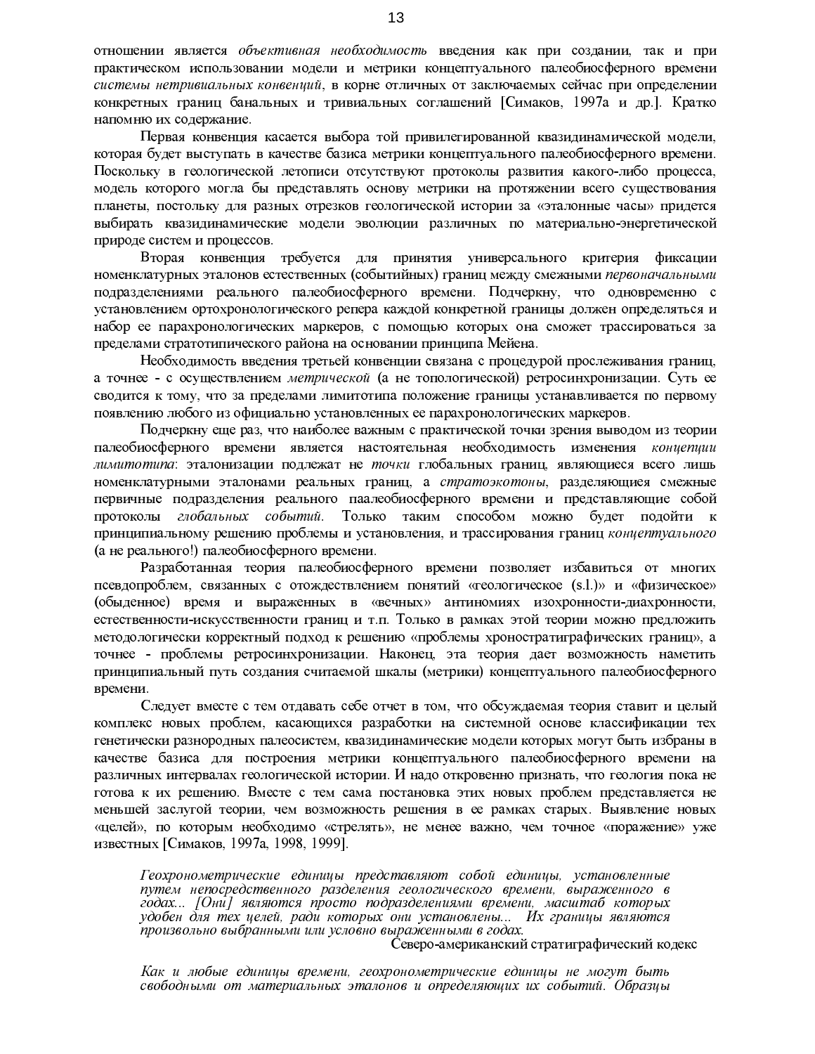отношении является *объективная необходимость* введения как при создании, так и при практическом использовании модели и метрики концептуального палеобиосферного времени *системы нетривиальных конвенций*, в корне отличных от заключаемых сейчас при определении конкретных границ банальных и тривиальных соглашений [Симаков, 1997а и др.]. Кратко напомню их содержание.

Первая конвенция касается выбора той привилегированной квазидинамической модели, которая будет выступать в качестве базиса метрики концептуального палеобиосферного времени. Поскольку в геологической летописи отсутствуют протоколы развития какого-либо процесса, модель которого могла бы представлять основу метрики на протяжении всего существования планеты, постольку для разных отрезков геологической истории за «эталонные часы» придется выбирать квазидинамические модели эволюции различных по материально-энергетической природе систем и процессов.

Вторая конвенция требуется для принятия универсального критерия фиксации номенклатурных эталонов естественных (событийных) границ между смежными *первоначальными* подразделениями реального палеобиосферного времени. Подчеркну, что одновременно с установлением ортохронологического репера каждой конкретной границы должен определяться и набор ее парахронологических маркеров, с помощью которых она сможет трассироваться за пределами стратотипического района на основании принципа Мейена.

Необходимость введения третьей конвенции связана с процедурой прослеживания границ, а точнее - с осуществлением *метрической* (а не топологической) ретросинхронизации. Суть ее сводится к тому, что за пределами лимитотипа положение границы устанавливается по первому появлению любого из официально установленных ее парахронологических маркеров.

Подчеркну еще раз, что наиболее важным с практической точки зрения выводом из теории палеобиосферного времени является настоятельная необходимость изменения *концепции лимитотипа*: эталонизации подлежат не *точки* глобальных границ, являющиеся всего лишь номенклатурными эталонами реальных границ, а *стратоэкотоны*, разделяющие смежные первичные подразделения реального паалеобиосферного времени и представляющие собой протоколы *глобальных событий*. Только таким способом можно будет подойти к принципиальному решению проблемы и установления, и трассирования границ *концептуального* (а не реального!) палеобиосферного времени.

Разработанная теория палеобиосферного времени позволяет избавиться от многих псевдопроблем, связанных с отождествлением понятий «геологическое (s.l.)» и «физическое» (обыденное) время и выраженных в «вечных» антиномиях изохронности-диахронности, естественности-искусственности границ и т.п. Только в рамках этой теории можно предложить методологически корректный подход к решению «проблемы хроностратиграфических границ», а точнее - проблемы ретросинхронизации. Наконец, эта теория дает возможность наметить принципиальный путь создания считаемой шкалы (метрики) концептуального палеобиосферного времени.

Следует вместе с тем отдавать себе отчет в том, что обсуждаемая теория ставит и целый комплекс новых проблем, касающихся разработки на системной основе классификации тех генетически разнородных палеосистем, квазидинамические модели которых могут быть избраны в качестве базиса для построения метрики концептуального палеобиосферного времени на различных интервалах геологической истории. И надо откровенно признать, что геология пока не готова к их решению. Вместе с тем сама постановка этих новых проблем представляется не меньшей заслугой теории, чем возможность решения в ее рамках старых. Выявление новых «целей», по которым необходимо «стрелять», не менее важно, чем точное «поражение» уже известных [Симаков, 1997а, 1998, 1999].

> *Геохронометрические единицы представляют собой единицы, установленные путем непосредственного разделения геологического времени, выраженного в годах... [Они] являются просто подразделениями времени, масштаб которых удобен для тех целей, ради которых они установлены... Их границы являются произвольно выбранными или условно выраженными в годах.*
>
> Северо-американский стратиграфический кодекс

> *Как и любые единицы времени, геохронометрические единицы не могут быть свободными от материальных эталонов и определяющих их событий. Образцы*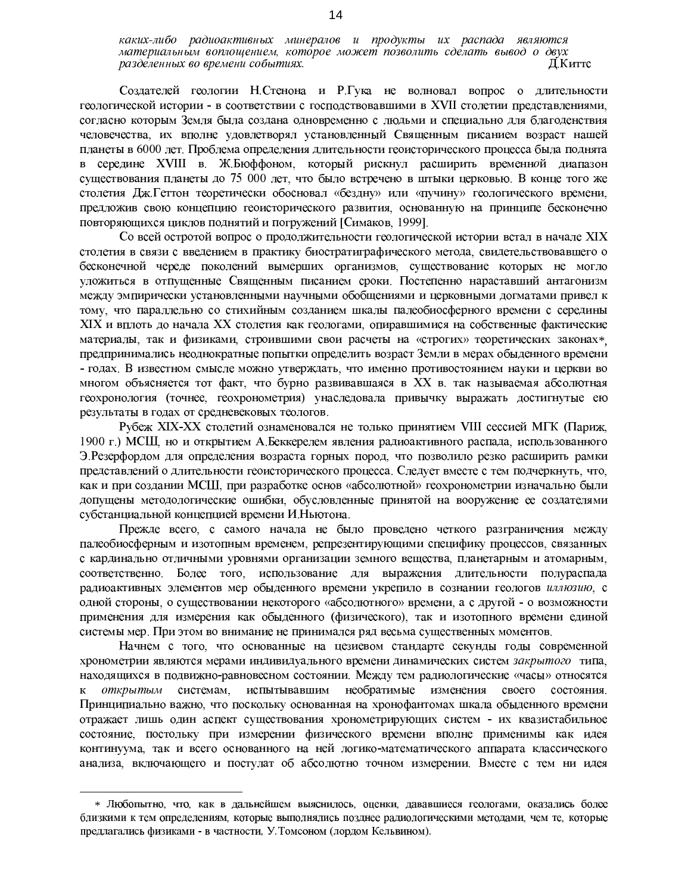*каких-либо радиоактивных минералов и продукты их распада являются материальным воплощением, которое может позволить сделать вывод о двух разделенных во времени событиях.* Д.Киттс

Создателей геологии Н.Стенона и Р.Гука не волновал вопрос о длительности геологической истории - в соответствии с господствовавшими в XVII столетии представлениями, согласно которым Земля была создана одновременно с людьми и специально для благоденствия человечества, их вполне удовлетворял установленный Священным писанием возраст нашей планеты в 6000 лет. Проблема определения длительности геоисторического процесса была поднята в середине XVIII в. Ж.Бюффоном, который рискнул расширить временной диапазон существования планеты до 75 000 лет, что было встречено в штыки церковью. В конце того же столетия Дж.Геттон теоретически обосновал «бездну» или «пучину» геологического времени, предложив свою концепцию геоисторического развития, основанную на принципе бесконечно повторяющихся циклов поднятий и погружений [Симаков, 1999].

Со всей остротой вопрос о продолжительности геологической истории встал в начале XIX столетия в связи с введением в практику биостратиграфического метода, свидетельствовавшего о бесконечной череде поколений вымерших организмов, существование которых не могло уложиться в отпущенные Священным писанием сроки. Постепенно нараставший антагонизм между эмпирически установленными научными обобщениями и церковными догматами привел к тому, что параллельно со стихийным созданием шкалы палеобиосферного времени с середины XIX и вплоть до начала XX столетия как геологами, опиравшимися на собственные фактические материалы, так и физиками, строившими свои расчеты на «строгих» теоретических законах*, предпринимались неоднократные попытки определить возраст Земли в мерах обыденного времени - годах. В известном смысле можно утверждать, что именно противостоянием науки и церкви во многом объясняется тот факт, что бурно развивавшаяся в XX в. так называемая абсолютная геохронология (точнее, геохронометрия) унаследовала привычку выражать достигнутые ею результаты в годах от средневековых теологов.

Рубеж XIX-XX столетий ознаменовался не только принятием VIII сессией МГК (Париж, 1900 г.) МСШ, но и открытием А.Беккерелем явления радиоактивного распада, использованного Э.Резерфордом для определения возраста горных пород, что позволило резко расширить рамки представлений о длительности геоисторического процесса. Следует вместе с тем подчеркнуть, что, как и при создании МСШ, при разработке основ «абсолютной» геохронометрии изначально были допущены методологические ошибки, обусловленные принятой на вооружение ее создателями субстанциальной концепцией времени И.Ньютона.

Прежде всего, с самого начала не было проведено четкого разграничения между палеобиосферным и изотопным временем, репрезентирующими специфику процессов, связанных с кардинально отличными уровнями организации земного вещества, планетарным и атомарным, соответственно. Более того, использование для выражения длительности полураспада радиоактивных элементов мер обыденного времени укрепило в сознании геологов *иллюзию*, с одной стороны, о существовании некоторого «абсолютного» времени, а с другой - о возможности применения для измерения как обыденного (физического), так и изотопного времени единой системы мер. При этом во внимание не принимался ряд весьма существенных моментов.

Начнем с того, что основанные на цезиевом стандарте секунды годы современной хронометрии являются мерами индивидуального времени динамических систем *закрытого* типа, находящихся в подвижно-равновесном состоянии. Между тем радиологические «часы» относятся к *открытым* системам, испытывавшим необратимые изменения своего состояния. Принципиально важно, что поскольку основанная на хронофантомах шкала обыденного времени отражает лишь один аспект существования хронометрирующих систем - их квазистабильное состояние, постольку при измерении физического времени вполне применимы как идея континуума, так и всего основанного на ней логико-математического аппарата классического анализа, включающего и постулат об абсолютно точном измерении. Вместе с тем ни идея

---

* Любопытно, что, как в дальнейшем выяснилось, оценки, дававшиеся геологами, оказались более близкими к тем определениям, которые выполнялись позднее радиологическими методами, чем те, которые предлагались физиками - в частности, У.Томсоном (лордом Кельвином).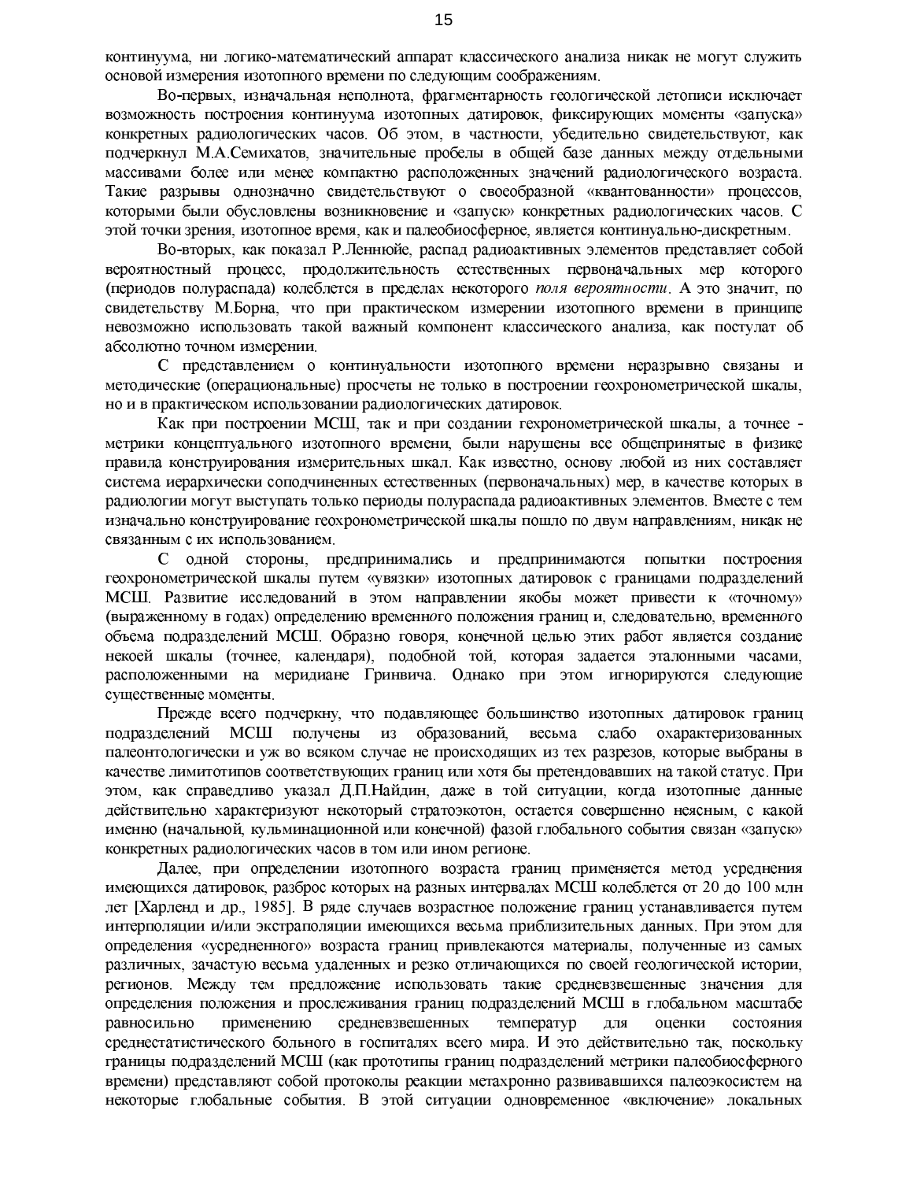континуума, ни логико-математический аппарат классического анализа никак не могут служить основой измерения изотопного времени по следующим соображениям.

Во-первых, изначальная неполнота, фрагментарность геологической летописи исключает возможность построения континуума изотопных датировок, фиксирующих моменты «запуска» конкретных радиологических часов. Об этом, в частности, убедительно свидетельствуют, как подчеркнул М.А.Семихатов, значительные пробелы в общей базе данных между отдельными массивами более или менее компактно расположенных значений радиологического возраста. Такие разрывы однозначно свидетельствуют о своеобразной «квантованности» процессов, которыми были обусловлены возникновение и «запуск» конкретных радиологических часов. С этой точки зрения, изотопное время, как и палеобиосферное, является континуально-дискретным.

Во-вторых, как показал Р.Леннюйе, распад радиоактивных элементов представляет собой вероятностный процесс, продолжительность естественных первоначальных мер которого (периодов полураспада) колеблется в пределах некоторого *поля вероятности*. А это значит, по свидетельству М.Борна, что при практическом измерении изотопного времени в принципе невозможно использовать такой важный компонент классического анализа, как постулат об абсолютно точном измерении.

С представлением о континуальности изотопного времени неразрывно связаны и методические (операциональные) просчеты не только в построении геохронометрической шкалы, но и в практическом использовании радиологических датировок.

Как при построении МСШ, так и при создании геохронометрической шкалы, а точнее - метрики концептуального изотопного времени, были нарушены все общепринятые в физике правила конструирования измерительных шкал. Как известно, основу любой из них составляет система иерархически соподчиненных естественных (первоначальных) мер, в качестве которых в радиологии могут выступать только периоды полураспада радиоактивных элементов. Вместе с тем изначально конструирование геохронометрической шкалы пошло по двум направлениям, никак не связанным с их использованием.

С одной стороны, предпринимались и предпринимаются попытки построения геохронометрической шкалы путем «увязки» изотопных датировок с границами подразделений МСШ. Развитие исследований в этом направлении якобы может привести к «точному» (выраженному в годах) определению временнóго положения границ и, следовательно, временнóго объема подразделений МСШ. Образно говоря, конечной целью этих работ является создание некоей шкалы (точнее, календаря), подобной той, которая задается эталонными часами, расположенными на меридиане Гринвича. Однако при этом игнорируются следующие существенные моменты.

Прежде всего подчеркну, что подавляющее большинство изотопных датировок границ подразделений МСШ получены из образований, весьма слабо охарактеризованных палеонтологически и уж во всяком случае не происходящих из тех разрезов, которые выбраны в качестве лимитотипов соответствующих границ или хотя бы претендовавших на такой статус. При этом, как справедливо указал Д.П.Найдин, даже в той ситуации, когда изотопные данные действительно характеризуют некоторый стратоэкотон, остается совершенно неясным, с какой именно (начальной, кульминационной или конечной) фазой глобального события связан «запуск» конкретных радиологических часов в том или ином регионе.

Далее, при определении изотопного возраста границ применяется метод усреднения имеющихся датировок, разброс которых на разных интервалах МСШ колеблется от 20 до 100 млн лет [Харленд и др., 1985]. В ряде случаев возрастное положение границ устанавливается путем интерполяции и/или экстраполяции имеющихся весьма приблизительных данных. При этом для определения «усредненного» возраста границ привлекаются материалы, полученные из самых различных, зачастую весьма удаленных и резко отличающихся по своей геологической истории, регионов. Между тем предложение использовать такие средневзвешенные значения для определения положения и прослеживания границ подразделений МСШ в глобальном масштабе равносильно применению средневзвешенных температур для оценки состояния среднестатистического больного в госпиталях всего мира. И это действительно так, поскольку границы подразделений МСШ (как прототипы границ подразделений метрики палеобиосферного времени) представляют собой протоколы реакции метахронно развивавшихся палеоэкосистем на некоторые глобальные события. В этой ситуации одновременное «включение» локальных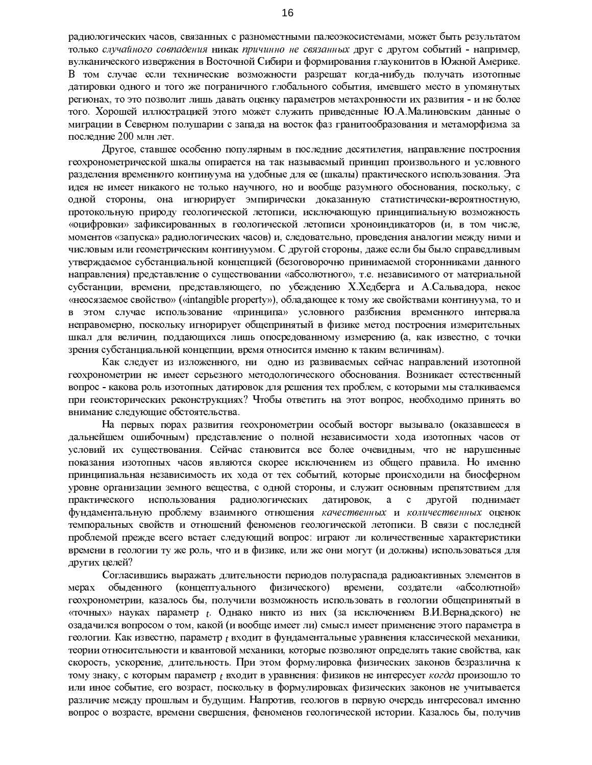радиологических часов, связанных с разноместными палеоэкосистемами, может быть результатом только *случайного совпадения* никак *причинно не связанных* друг с другом событий - например, вулканического извержения в Восточной Сибири и формирования глауконитов в Южной Америке. В том случае если технические возможности разрешат когда-нибудь получать изотопные датировки одного и того же пограничного глобального события, имевшего место в упомянутых регионах, то это позволит лишь давать оценку параметров метахронности их развития - и не более того. Хорошей иллюстрацией этого может служить приведенные Ю.А.Малиновским данные о миграции в Северном полушарии с запада на восток фаз гранитообразования и метаморфизма за последние 200 млн лет.

Другое, ставшее особенно популярным в последние десятилетия, направление построения геохронометрической шкалы опирается на так называемый принцип произвольного и условного разделения временно́го континуума на удобные для ее (шкалы) практического использования. Эта идея не имеет никакого не только научного, но и вообще разумного обоснования, поскольку, с одной стороны, она игнорирует эмпирически доказанную статистически-вероятностную, протокольную природу геологической летописи, исключающую принципиальную возможность «оцифровки» зафиксированных в геологической летописи хроноиндикаторов (и, в том числе, моментов «запуска» радиологических часов) и, следовательно, проведения аналогии между ними и числовым или геометрическим континуумом. С другой стороны, даже если бы было справедливым утверждаемое субстанциальной концепцией (безоговорочно принимаемой сторонниками данного направления) представление о существовании «абсолютного», т.е. независимого от материальной субстанции, времени, представляющего, по убеждению Х.Хедберга и А.Сальвадора, некое «неосязаемое свойство» («intangible property»), обладающее к тому же свойствами континуума, то и в этом случае использование «принципа» условного разбиения временно́го интервала неправомерно, поскольку игнорирует общепринятый в физике метод построения измерительных шкал для величин, поддающихся лишь опосредованному измерению (а, как известно, с точки зрения субстанциальной концепции, время относится именно к таким величинам).

Как следует из изложенного, ни одно из развиваемых сейчас направлений изотопной геохронометрии не имеет серьезного методологического обоснования. Возникает естественный вопрос - какова роль изотопных датировок для решения тех проблем, с которыми мы сталкиваемся при геоисторических реконструкциях? Чтобы ответить на этот вопрос, необходимо принять во внимание следующие обстоятельства.

На первых порах развития геохронометрии особый восторг вызывало (оказавшееся в дальнейшем ошибочным) представление о полной независимости хода изотопных часов от условий их существования. Сейчас становится все более очевидным, что не нарушенные показания изотопных часов являются скорее исключением из общего правила. Но именно принципиальная независимость их хода от тех событий, которые происходили на биосферном уровне организации земного вещества, с одной стороны, и служит основным препятствием для практического использования радиологических датировок, а с другой поднимает фундаментальную проблему взаимного отношения *качественных* и *количественных* оценок темпоральных свойств и отношений феноменов геологической летописи. В связи с последней проблемой прежде всего встает следующий вопрос: играют ли количественные характеристики времени в геологии ту же роль, что и в физике, или же они могут (и должны) использоваться для других целей?

Согласившись выражать длительности периодов полураспада радиоактивных элементов в мерах обыденного (концептуального физического) времени, создатели «абсолютной» геохронометрии, казалось бы, получили возможность использовать в геологии общепринятый в «точных» науках параметр $t$. Однако никто из них (за исключением В.И.Вернадского) не озадачился вопросом о том, какой (и вообще имеет ли) смысл имеет применение этого параметра в геологии. Как известно, параметр $t$ входит в фундаментальные уравнения классической механики, теории относительности и квантовой механики, которые позволяют определять такие свойства, как скорость, ускорение, длительность. При этом формулировка физических законов безразлична к тому знаку, с которым параметр $t$ входит в уравнения: физиков не интересует *когда* произошло то или иное событие, его возраст, поскольку в формулировках физических законов не учитывается различие между прошлым и будущим. Напротив, геологов в первую очередь интересовал именно вопрос о возрасте, времени свершения, феноменов геологической истории. Казалось бы, получив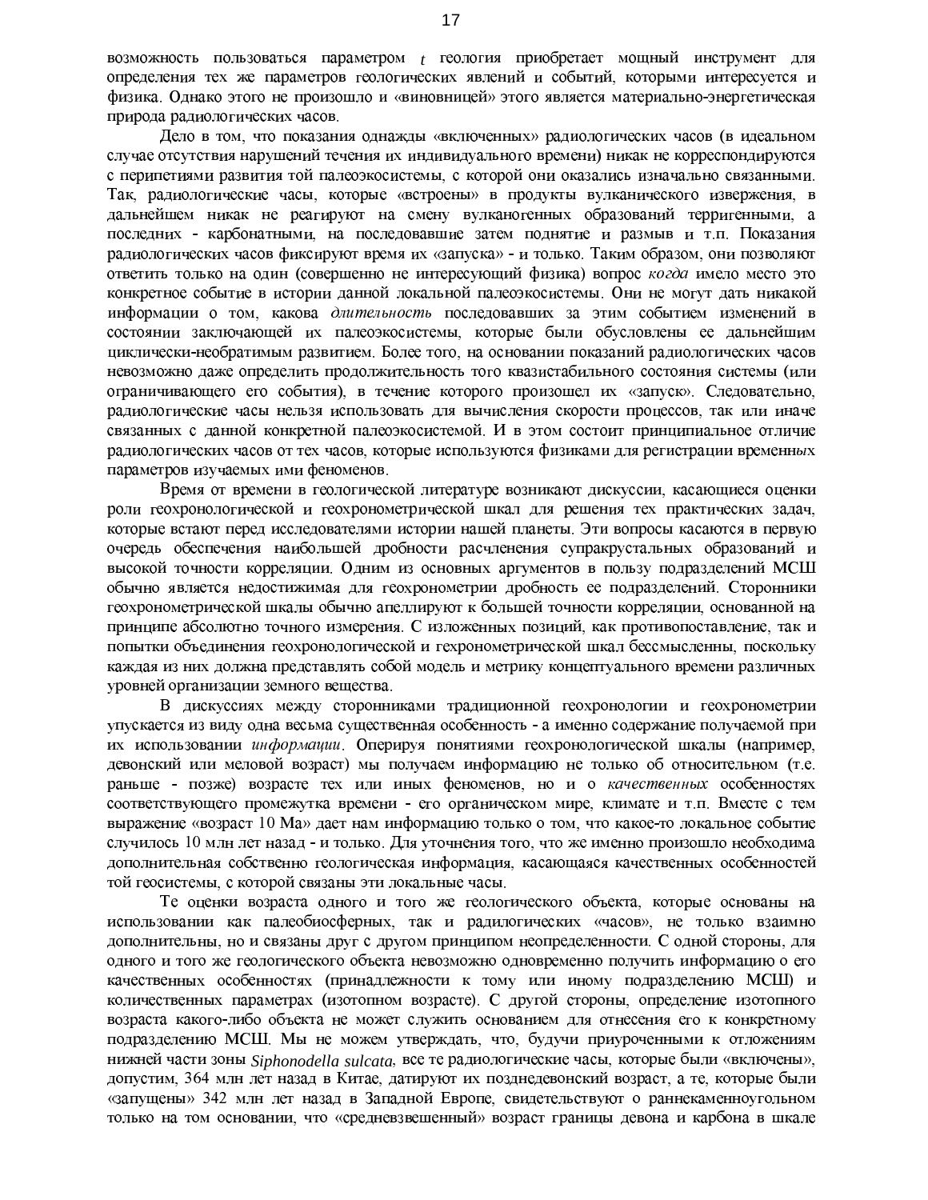возможность пользоваться параметром $t$ геология приобретает мощный инструмент для определения тех же параметров геологических явлений и событий, которыми интересуется и физика. Однако этого не произошло и «виновницей» этого является материально-энергетическая природа радиологических часов.

Дело в том, что показания однажды «включенных» радиологических часов (в идеальном случае отсутствия нарушений течения их индивидуального времени) никак не корреспондируются с перипетиями развития той палеоэкосистемы, с которой они оказались изначально связанными. Так, радиологические часы, которые «встроены» в продукты вулканического извержения, в дальнейшем никак не реагируют на смену вулканогенных образований терригенными, а последних - карбонатными, на последовавшие затем поднятие и размыв и т.п. Показания радиологических часов фиксируют время их «запуска» - и только. Таким образом, они позволяют ответить только на один (совершенно не интересующий физика) вопрос *когда* имело место это конкретное событие в истории данной локальной палеоэкосистемы. Они не могут дать никакой информации о том, какова *длительность* последовавших за этим событием изменений в состоянии заключающей их палеоэкосистемы, которые были обусловлены ее дальнейшим циклически-необратимым развитием. Более того, на основании показаний радиологических часов невозможно даже определить продолжительность того квазистабильного состояния системы (или ограничивающего его события), в течение которого произошел их «запуск». Следовательно, радиологические часы нельзя использовать для вычисления скорости процессов, так или иначе связанных с данной конкретной палеоэкосистемой. И в этом состоит принципиальное отличие радиологических часов от тех часов, которые используются физиками для регистрации временных параметров изучаемых ими феноменов.

Время от времени в геологической литературе возникают дискуссии, касающиеся оценки роли геохронологической и геохронометрической шкал для решения тех практических задач, которые встают перед исследователями истории нашей планеты. Эти вопросы касаются в первую очередь обеспечения наибольшей дробности расчленения супракрустальных образований и высокой точности корреляции. Одним из основных аргументов в пользу подразделений МСШ обычно является недостижимая для геохронометрии дробность ее подразделений. Сторонники геохронометрической шкалы обычно апеллируют к большей точности корреляции, основанной на принципе абсолютно точного измерения. С изложенных позиций, как противопоставление, так и попытки объединения геохронологической и гехронометрической шкал бессмысленны, поскольку каждая из них должна представлять собой модель и метрику концептуального времени различных уровней организации земного вещества.

В дискуссиях между сторонниками традиционной геохронологии и геохронометрии упускается из виду одна весьма существенная особенность - а именно содержание получаемой при их использовании *информации*. Оперируя понятиями геохронологической шкалы (например, девонский или меловой возраст) мы получаем информацию не только об относительном (т.е. раньше - позже) возрасте тех или иных феноменов, но и о *качественных* особенностях соответствующего промежутка времени - его органическом мире, климате и т.п. Вместе с тем выражение «возраст 10 Ма» дает нам информацию только о том, что какое-то локальное событие случилось 10 млн лет назад - и только. Для уточнения того, что же именно произошло необходима дополнительная собственно геологическая информация, касающаяся качественных особенностей той геосистемы, с которой связаны эти локальные часы.

Те оценки возраста одного и того же геологического объекта, которые основаны на использовании как палеобиосферных, так и радилогических «часов», не только взаимно дополнительны, но и связаны друг с другом принципом неопределенности. С одной стороны, для одного и того же геологического объекта невозможно одновременно получить информацию о его качественных особенностях (принадлежности к тому или иному подразделению МСШ) и количественных параметрах (изотопном возрасте). С другой стороны, определение изотопного возраста какого-либо объекта не может служить основанием для отнесения его к конкретному подразделению МСШ. Мы не можем утверждать, что, будучи приуроченными к отложениям нижней части зоны *Siphonodella sulcata*, все те радиологические часы, которые были «включены», допустим, 364 млн лет назад в Китае, датируют их позднедевонский возраст, а те, которые были «запущены» 342 млн лет назад в Западной Европе, свидетельствуют о раннекаменноугольном только на том основании, что «средневзвешенный» возраст границы девона и карбона в шкале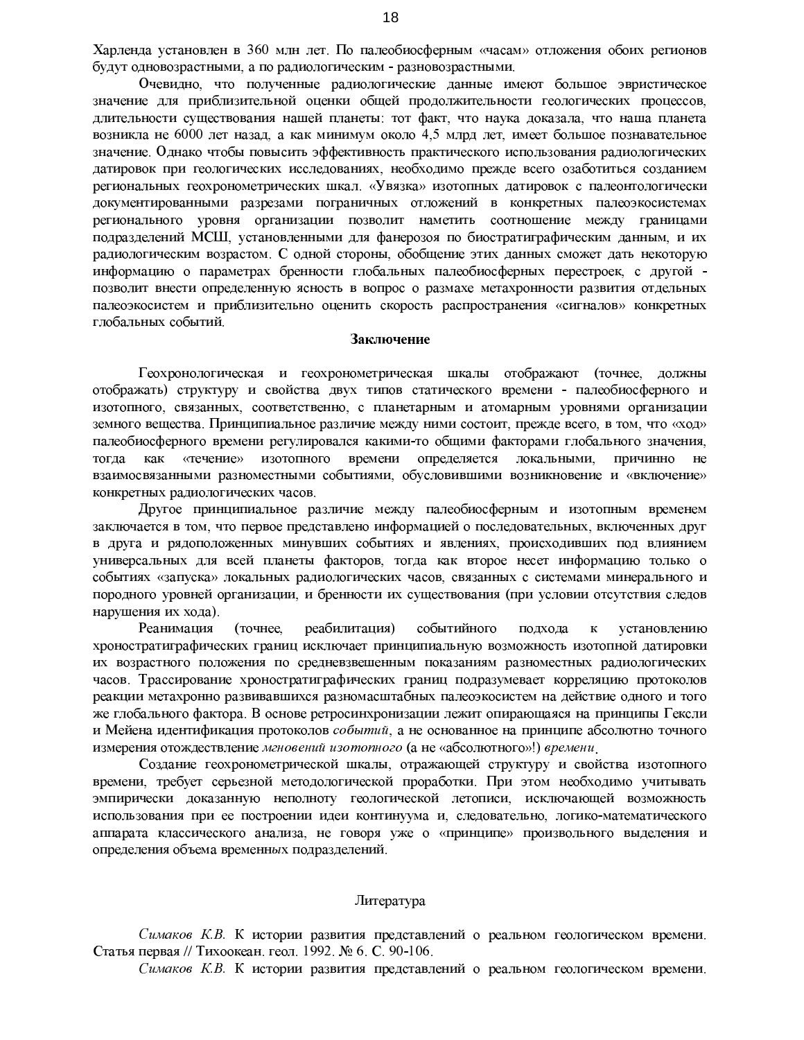Харленда установлен в 360 млн лет. По палеобиосферным «часам» отложения обоих регионов будут одновозрастными, а по радиологическим - разновозрастными.

Очевидно, что полученные радиологические данные имеют большое эвристическое значение для приблизительной оценки общей продолжительности геологических процессов, длительности существования нашей планеты: тот факт, что наука доказала, что наша планета возникла не 6000 лет назад, а как минимум около 4,5 млрд лет, имеет большое познавательное значение. Однако чтобы повысить эффективность практического использования радиологических датировок при геологических исследованиях, необходимо прежде всего озаботиться созданием региональных геохронометрических шкал. «Увязка» изотопных датировок с палеонтологически документированными разрезами пограничных отложений в конкретных палеоэкосистемах регионального уровня организации позволит наметить соотношение между границами подразделений МСШ, установленными для фанерозоя по биостратиграфическим данным, и их радиологическим возрастом. С одной стороны, обобщение этих данных сможет дать некоторую информацию о параметрах бренности глобальных палеобиосферных перестроек, с другой - позволит внести определенную ясность в вопрос о размахе метахронности развития отдельных палеоэкосистем и приблизительно оценить скорость распространения «сигналов» конкретных глобальных событий.

## Заключение

Геохронологическая и геохронометрическая шкалы отображают (точнее, должны отображать) структуру и свойства двух типов статического времени - палеобиосферного и изотопного, связанных, соответственно, с планетарным и атомарным уровнями организации земного вещества. Принципиальное различие между ними состоит, прежде всего, в том, что «ход» палеобиосферного времени регулировался какими-то общими факторами глобального значения, тогда как «течение» изотопного времени определяется локальными, причинно не взаимосвязанными разноместными событиями, обусловившими возникновение и «включение» конкретных радиологических часов.

Другое принципиальное различие между палеобиосферным и изотопным временем заключается в том, что первое представлено информацией о последовательных, включенных друг в друга и рядоположенных минувших событиях и явлениях, происходивших под влиянием универсальных для всей планеты факторов, тогда как второе несет информацию только о событиях «запуска» локальных радиологических часов, связанных с системами минерального и породного уровней организации, и бренности их существования (при условии отсутствия следов нарушения их хода).

Реанимация (точнее, реабилитация) событийного подхода к установлению хроностратиграфических границ исключает принципиальную возможность изотопной датировки их возрастного положения по средневзвешенным показаниям разноместных радиологических часов. Трассирование хроностратиграфических границ подразумевает корреляцию протоколов реакции метахронно развивавшихся разномасштабных палеоэкосистем на действие одного и того же глобального фактора. В основе ретросинхронизации лежит опирающаяся на принципы Гексли и Мейена идентификация протоколов *событий*, а не основанное на принципе абсолютно точного измерения отождествление *мгновений изотопного* (а не «абсолютного»!) *времени*.

Создание геохронометрической шкалы, отражающей структуру и свойства изотопного времени, требует серьезной методологической проработки. При этом необходимо учитывать эмпирически доказанную неполноту геологической летописи, исключающей возможность использования при ее построении идеи континуума и, следовательно, логико-математического аппарата классического анализа, не говоря уже о «принципе» произвольного выделения и определения объема временных подразделений.

## Литература

*Симаков К.В.* К истории развития представлений о реальном геологическом времени. Статья первая // Тихоокеан. геол. 1992. № 6. С. 90-106.

*Симаков К.В.* К истории развития представлений о реальном геологическом времени.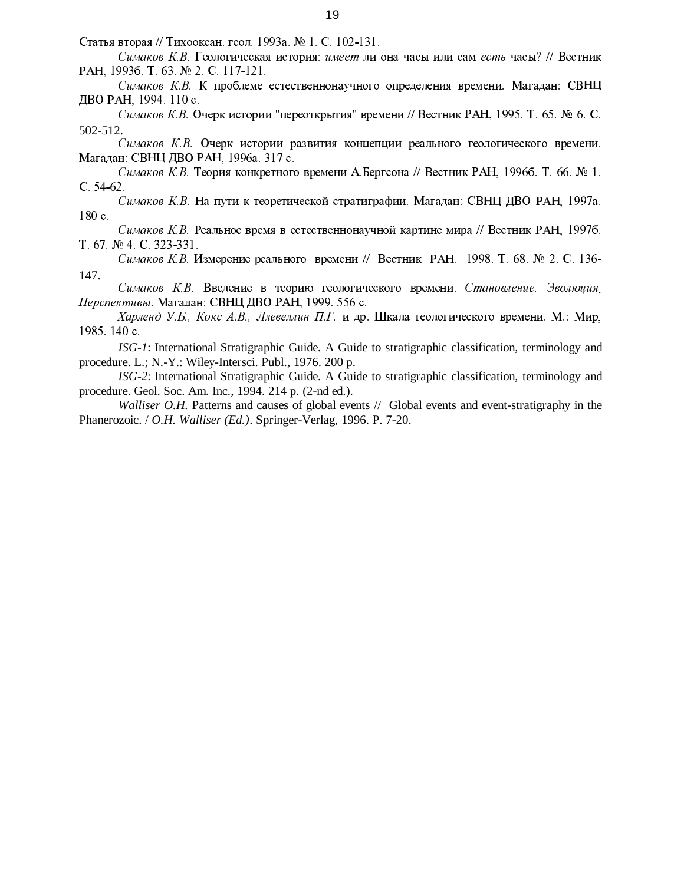Статья вторая // Тихоокеан. геол. 1993а. № 1. С. 102-131.

*Симаков К.В.* Геологическая история: *имеет* ли она часы или сам *есть* часы? // Вестник РАН, 1993б. Т. 63. № 2. С. 117-121.

*Симаков К.В.* К проблеме естественнонаучного определения времени. Магадан: СВНЦ ДВО РАН, 1994. 110 с.

*Симаков К.В.* Очерк истории "переоткрытия" времени // Вестник РАН, 1995. Т. 65. № 6. С. 502-512.

*Симаков К.В.* Очерк истории развития концепции реального геологического времени. Магадан: СВНЦ ДВО РАН, 1996а. 317 с.

*Симаков К.В.* Теория конкретного времени А.Бергсона // Вестник РАН, 1996б. Т. 66. № 1. С. 54-62.

*Симаков К.В.* На пути к теоретической стратиграфии. Магадан: СВНЦ ДВО РАН, 1997а. 180 с.

*Симаков К.В.* Реальное время в естественнонаучной картине мира // Вестник РАН, 1997б. Т. 67. № 4. С. 323-331.

*Симаков К.В.* Измерение реального времени // Вестник РАН. 1998. Т. 68. № 2. С. 136-147.

*Симаков К.В.* Введение в теорию геологического времени. *Становление. Эволюция. Перспективы.* Магадан: СВНЦ ДВО РАН, 1999. 556 с.

*Харленд У.Б., Кокс А.В., Ллевеллин П.Г.* и др. Шкала геологического времени. М.: Мир, 1985. 140 с.

*ISG-1*: International Stratigraphic Guide. A Guide to stratigraphic classification, terminology and procedure. L.; N.-Y.: Wiley-Intersci. Publ., 1976. 200 p.

*ISG-2*: International Stratigraphic Guide. A Guide to stratigraphic classification, terminology and procedure. Geol. Soc. Am. Inc., 1994. 214 p. (2-nd ed.).

*Walliser O.H.* Patterns and causes of global events // Global events and event-stratigraphy in the Phanerozoic. / *O.H. Walliser (Ed.)*. Springer-Verlag, 1996. P. 7-20.